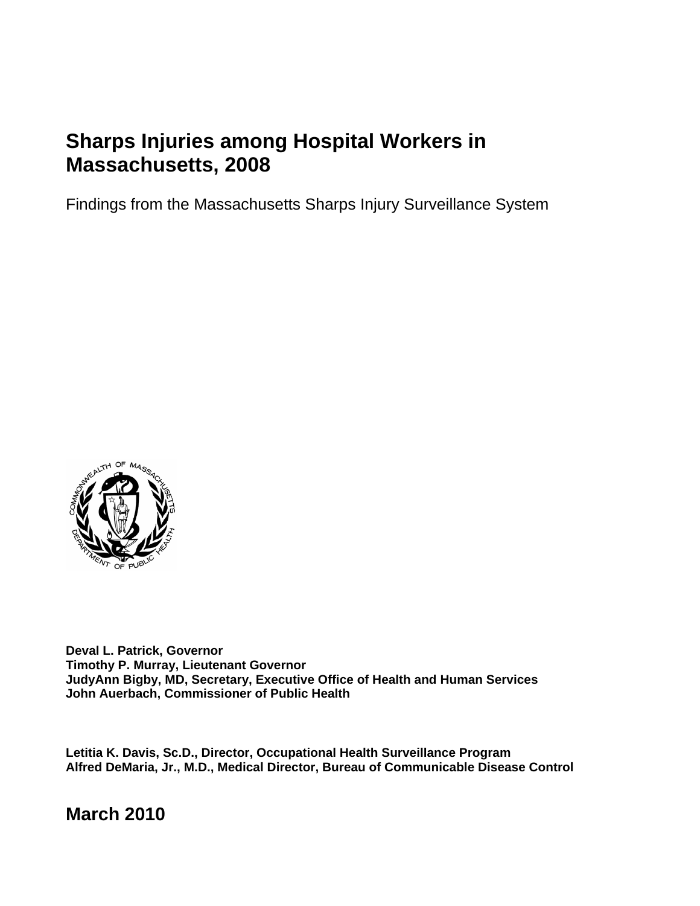# Sharps Injuries among Hospital Workers in Massachusetts, 2008

Findings from the Massachusetts Sharps Injury Surveillance System

**Deval L. Patrick, Governor**
**Timothy P. Murray, Lieutenant Governor**
**JudyAnn Bigby, MD, Secretary, Executive Office of Health and Human Services**
**John Auerbach, Commissioner of Public Health**

**Letitia K. Davis, Sc.D., Director, Occupational Health Surveillance Program**
**Alfred DeMaria, Jr., M.D., Medical Director, Bureau of Communicable Disease Control**

**March 2010**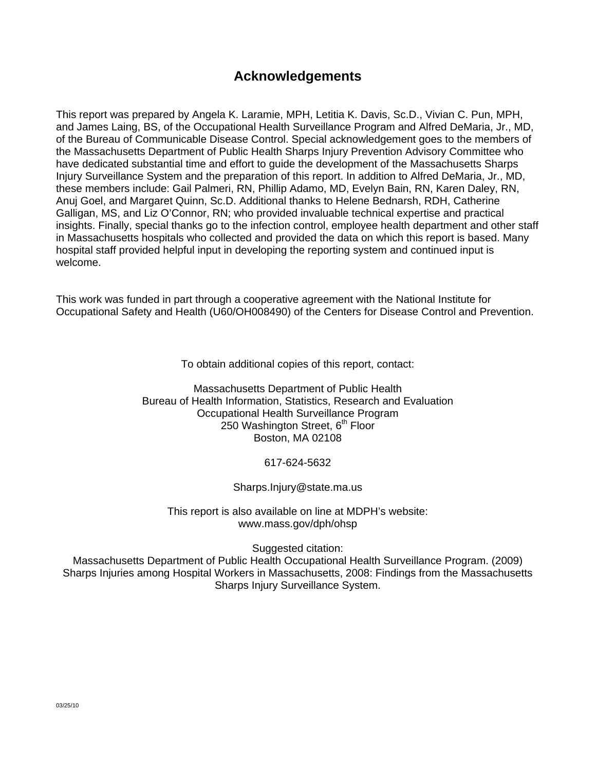# Acknowledgements

This report was prepared by Angela K. Laramie, MPH, Letitia K. Davis, Sc.D., Vivian C. Pun, MPH, and James Laing, BS, of the Occupational Health Surveillance Program and Alfred DeMaria, Jr., MD, of the Bureau of Communicable Disease Control. Special acknowledgement goes to the members of the Massachusetts Department of Public Health Sharps Injury Prevention Advisory Committee who have dedicated substantial time and effort to guide the development of the Massachusetts Sharps Injury Surveillance System and the preparation of this report. In addition to Alfred DeMaria, Jr., MD, these members include: Gail Palmeri, RN, Phillip Adamo, MD, Evelyn Bain, RN, Karen Daley, RN, Anuj Goel, and Margaret Quinn, Sc.D. Additional thanks to Helene Bednarsh, RDH, Catherine Galligan, MS, and Liz O'Connor, RN; who provided invaluable technical expertise and practical insights. Finally, special thanks go to the infection control, employee health department and other staff in Massachusetts hospitals who collected and provided the data on which this report is based. Many hospital staff provided helpful input in developing the reporting system and continued input is welcome.

This work was funded in part through a cooperative agreement with the National Institute for Occupational Safety and Health (U60/OH008490) of the Centers for Disease Control and Prevention.

To obtain additional copies of this report, contact:

Massachusetts Department of Public Health
Bureau of Health Information, Statistics, Research and Evaluation
Occupational Health Surveillance Program
250 Washington Street, 6th Floor
Boston, MA 02108

617-624-5632

Sharps.Injury@state.ma.us

This report is also available on line at MDPH's website:
www.mass.gov/dph/ohsp

Suggested citation:
Massachusetts Department of Public Health Occupational Health Surveillance Program. (2009) Sharps Injuries among Hospital Workers in Massachusetts, 2008: Findings from the Massachusetts Sharps Injury Surveillance System.

03/25/10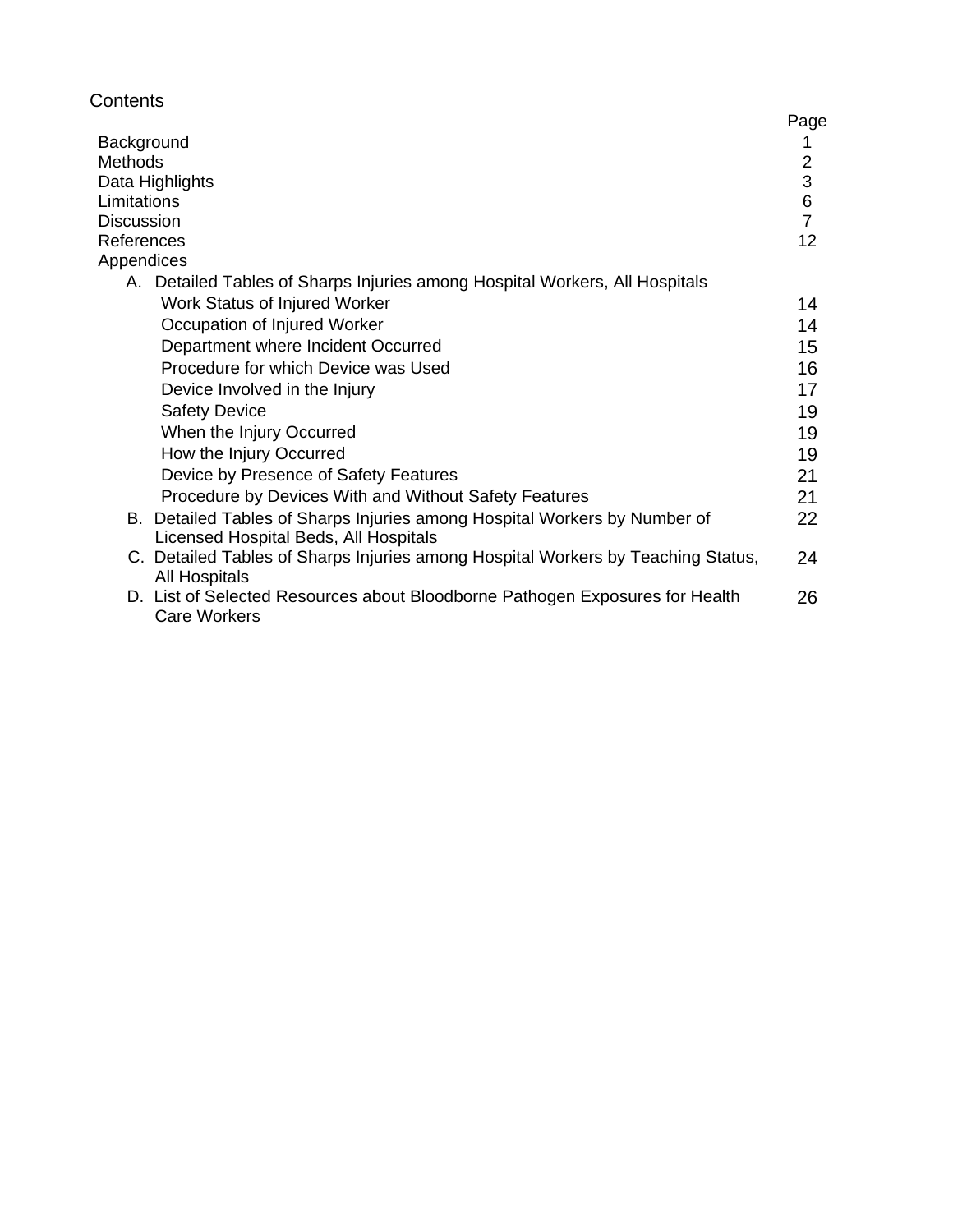# Contents

| | Page |
|---|---|
| Background | 1 |
| Methods | 2 |
| Data Highlights | 3 |
| Limitations | 6 |
| Discussion | 7 |
| References | 12 |
| Appendices | |
| A. Detailed Tables of Sharps Injuries among Hospital Workers, All Hospitals | |
| Work Status of Injured Worker | 14 |
| Occupation of Injured Worker | 14 |
| Department where Incident Occurred | 15 |
| Procedure for which Device was Used | 16 |
| Device Involved in the Injury | 17 |
| Safety Device | 19 |
| When the Injury Occurred | 19 |
| How the Injury Occurred | 19 |
| Device by Presence of Safety Features | 21 |
| Procedure by Devices With and Without Safety Features | 21 |
| B. Detailed Tables of Sharps Injuries among Hospital Workers by Number of Licensed Hospital Beds, All Hospitals | 22 |
| C. Detailed Tables of Sharps Injuries among Hospital Workers by Teaching Status, All Hospitals | 24 |
| D. List of Selected Resources about Bloodborne Pathogen Exposures for Health Care Workers | 26 |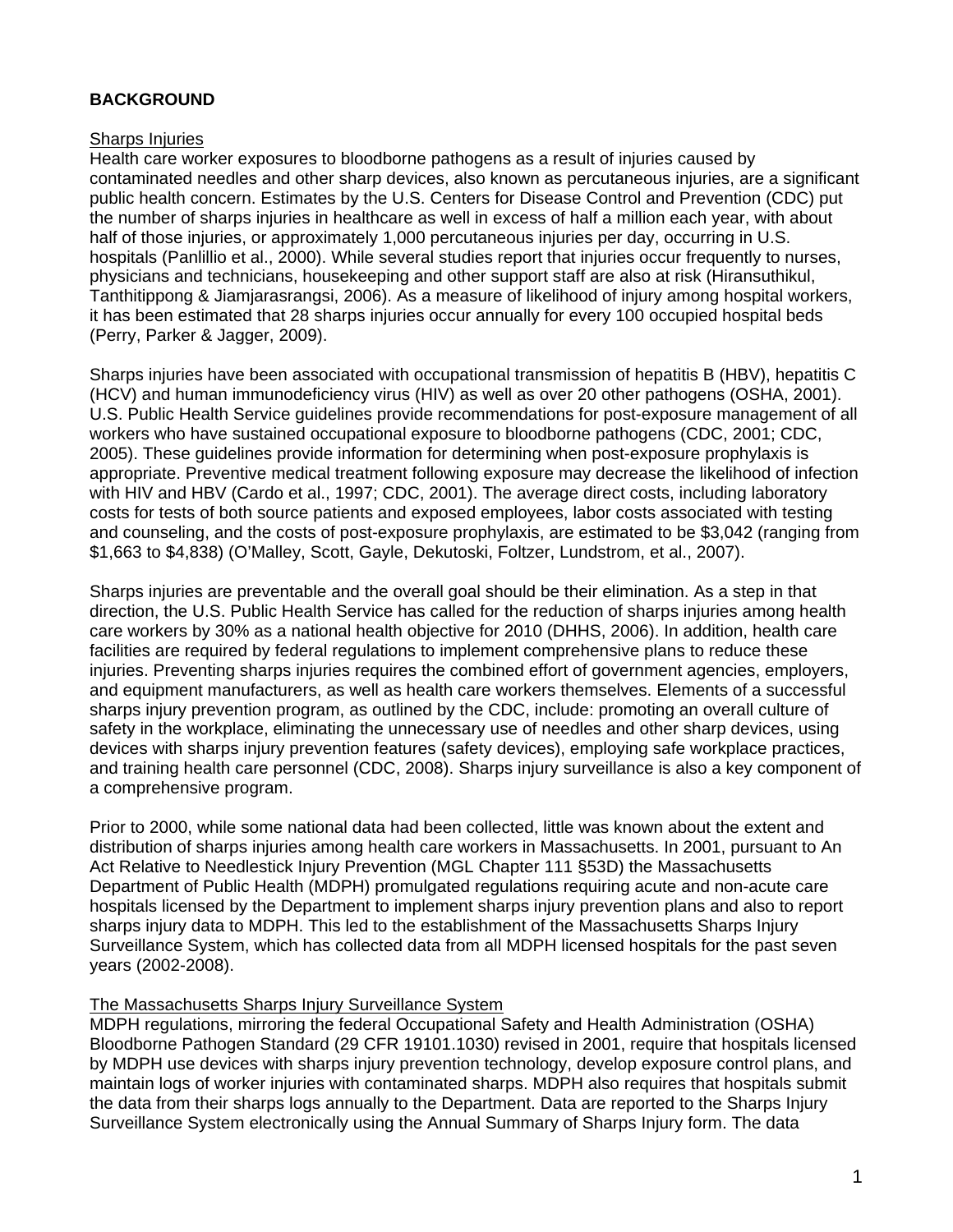## BACKGROUND

### Sharps Injuries

Health care worker exposures to bloodborne pathogens as a result of injuries caused by contaminated needles and other sharp devices, also known as percutaneous injuries, are a significant public health concern. Estimates by the U.S. Centers for Disease Control and Prevention (CDC) put the number of sharps injuries in healthcare as well in excess of half a million each year, with about half of those injuries, or approximately 1,000 percutaneous injuries per day, occurring in U.S. hospitals (Panlillio et al., 2000). While several studies report that injuries occur frequently to nurses, physicians and technicians, housekeeping and other support staff are also at risk (Hiransuthikul, Tanthitippong & Jiamjarasrangsi, 2006). As a measure of likelihood of injury among hospital workers, it has been estimated that 28 sharps injuries occur annually for every 100 occupied hospital beds (Perry, Parker & Jagger, 2009).

Sharps injuries have been associated with occupational transmission of hepatitis B (HBV), hepatitis C (HCV) and human immunodeficiency virus (HIV) as well as over 20 other pathogens (OSHA, 2001). U.S. Public Health Service guidelines provide recommendations for post-exposure management of all workers who have sustained occupational exposure to bloodborne pathogens (CDC, 2001; CDC, 2005). These guidelines provide information for determining when post-exposure prophylaxis is appropriate. Preventive medical treatment following exposure may decrease the likelihood of infection with HIV and HBV (Cardo et al., 1997; CDC, 2001). The average direct costs, including laboratory costs for tests of both source patients and exposed employees, labor costs associated with testing and counseling, and the costs of post-exposure prophylaxis, are estimated to be $3,042 (ranging from $1,663 to $4,838) (O'Malley, Scott, Gayle, Dekutoski, Foltzer, Lundstrom, et al., 2007).

Sharps injuries are preventable and the overall goal should be their elimination. As a step in that direction, the U.S. Public Health Service has called for the reduction of sharps injuries among health care workers by 30% as a national health objective for 2010 (DHHS, 2006). In addition, health care facilities are required by federal regulations to implement comprehensive plans to reduce these injuries. Preventing sharps injuries requires the combined effort of government agencies, employers, and equipment manufacturers, as well as health care workers themselves. Elements of a successful sharps injury prevention program, as outlined by the CDC, include: promoting an overall culture of safety in the workplace, eliminating the unnecessary use of needles and other sharp devices, using devices with sharps injury prevention features (safety devices), employing safe workplace practices, and training health care personnel (CDC, 2008). Sharps injury surveillance is also a key component of a comprehensive program.

Prior to 2000, while some national data had been collected, little was known about the extent and distribution of sharps injuries among health care workers in Massachusetts. In 2001, pursuant to An Act Relative to Needlestick Injury Prevention (MGL Chapter 111 §53D) the Massachusetts Department of Public Health (MDPH) promulgated regulations requiring acute and non-acute care hospitals licensed by the Department to implement sharps injury prevention plans and also to report sharps injury data to MDPH. This led to the establishment of the Massachusetts Sharps Injury Surveillance System, which has collected data from all MDPH licensed hospitals for the past seven years (2002-2008).

### The Massachusetts Sharps Injury Surveillance System

MDPH regulations, mirroring the federal Occupational Safety and Health Administration (OSHA) Bloodborne Pathogen Standard (29 CFR 19101.1030) revised in 2001, require that hospitals licensed by MDPH use devices with sharps injury prevention technology, develop exposure control plans, and maintain logs of worker injuries with contaminated sharps. MDPH also requires that hospitals submit the data from their sharps logs annually to the Department. Data are reported to the Sharps Injury Surveillance System electronically using the Annual Summary of Sharps Injury form. The data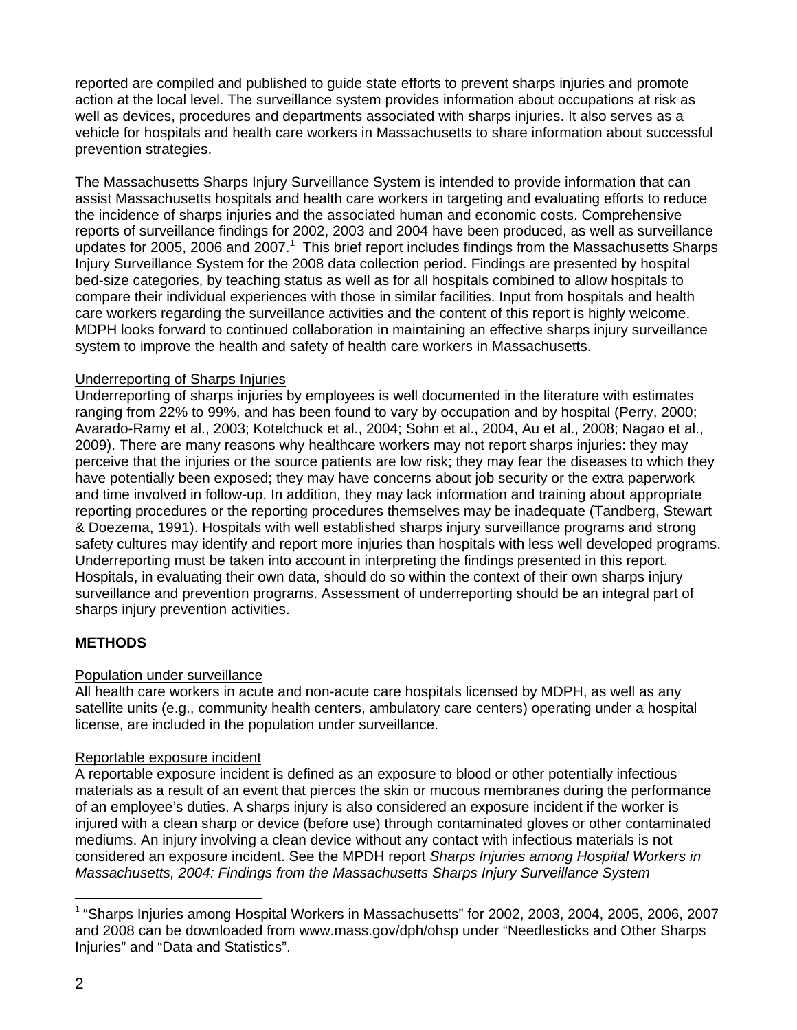reported are compiled and published to guide state efforts to prevent sharps injuries and promote action at the local level. The surveillance system provides information about occupations at risk as well as devices, procedures and departments associated with sharps injuries. It also serves as a vehicle for hospitals and health care workers in Massachusetts to share information about successful prevention strategies.

The Massachusetts Sharps Injury Surveillance System is intended to provide information that can assist Massachusetts hospitals and health care workers in targeting and evaluating efforts to reduce the incidence of sharps injuries and the associated human and economic costs. Comprehensive reports of surveillance findings for 2002, 2003 and 2004 have been produced, as well as surveillance updates for 2005, 2006 and 2007.[1] This brief report includes findings from the Massachusetts Sharps Injury Surveillance System for the 2008 data collection period. Findings are presented by hospital bed-size categories, by teaching status as well as for all hospitals combined to allow hospitals to compare their individual experiences with those in similar facilities. Input from hospitals and health care workers regarding the surveillance activities and the content of this report is highly welcome. MDPH looks forward to continued collaboration in maintaining an effective sharps injury surveillance system to improve the health and safety of health care workers in Massachusetts.

Underreporting of Sharps Injuries

Underreporting of sharps injuries by employees is well documented in the literature with estimates ranging from 22% to 99%, and has been found to vary by occupation and by hospital (Perry, 2000; Avarado-Ramy et al., 2003; Kotelchuck et al., 2004; Sohn et al., 2004, Au et al., 2008; Nagao et al., 2009). There are many reasons why healthcare workers may not report sharps injuries: they may perceive that the injuries or the source patients are low risk; they may fear the diseases to which they have potentially been exposed; they may have concerns about job security or the extra paperwork and time involved in follow-up. In addition, they may lack information and training about appropriate reporting procedures or the reporting procedures themselves may be inadequate (Tandberg, Stewart & Doezema, 1991). Hospitals with well established sharps injury surveillance programs and strong safety cultures may identify and report more injuries than hospitals with less well developed programs. Underreporting must be taken into account in interpreting the findings presented in this report. Hospitals, in evaluating their own data, should do so within the context of their own sharps injury surveillance and prevention programs. Assessment of underreporting should be an integral part of sharps injury prevention activities.

## METHODS

Population under surveillance

All health care workers in acute and non-acute care hospitals licensed by MDPH, as well as any satellite units (e.g., community health centers, ambulatory care centers) operating under a hospital license, are included in the population under surveillance.

Reportable exposure incident

A reportable exposure incident is defined as an exposure to blood or other potentially infectious materials as a result of an event that pierces the skin or mucous membranes during the performance of an employee's duties. A sharps injury is also considered an exposure incident if the worker is injured with a clean sharp or device (before use) through contaminated gloves or other contaminated mediums. An injury involving a clean device without any contact with infectious materials is not considered an exposure incident. See the MPDH report *Sharps Injuries among Hospital Workers in Massachusetts, 2004: Findings from the Massachusetts Sharps Injury Surveillance System*

[1] "Sharps Injuries among Hospital Workers in Massachusetts" for 2002, 2003, 2004, 2005, 2006, 2007 and 2008 can be downloaded from www.mass.gov/dph/ohsp under "Needlesticks and Other Sharps Injuries" and "Data and Statistics".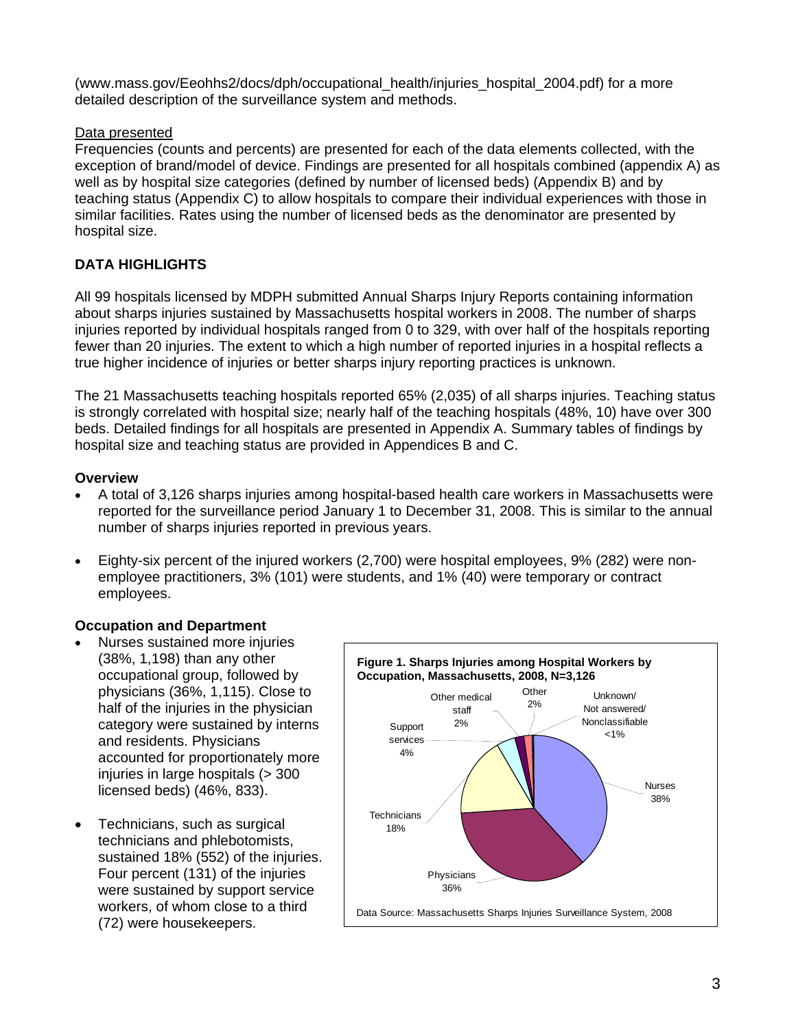(www.mass.gov/Eeohhs2/docs/dph/occupational_health/injuries_hospital_2004.pdf) for a more detailed description of the surveillance system and methods.

Data presented

Frequencies (counts and percents) are presented for each of the data elements collected, with the exception of brand/model of device. Findings are presented for all hospitals combined (appendix A) as well as by hospital size categories (defined by number of licensed beds) (Appendix B) and by teaching status (Appendix C) to allow hospitals to compare their individual experiences with those in similar facilities. Rates using the number of licensed beds as the denominator are presented by hospital size.

## DATA HIGHLIGHTS

All 99 hospitals licensed by MDPH submitted Annual Sharps Injury Reports containing information about sharps injuries sustained by Massachusetts hospital workers in 2008. The number of sharps injuries reported by individual hospitals ranged from 0 to 329, with over half of the hospitals reporting fewer than 20 injuries. The extent to which a high number of reported injuries in a hospital reflects a true higher incidence of injuries or better sharps injury reporting practices is unknown.

The 21 Massachusetts teaching hospitals reported 65% (2,035) of all sharps injuries. Teaching status is strongly correlated with hospital size; nearly half of the teaching hospitals (48%, 10) have over 300 beds. Detailed findings for all hospitals are presented in Appendix A. Summary tables of findings by hospital size and teaching status are provided in Appendices B and C.

### Overview

- A total of 3,126 sharps injuries among hospital-based health care workers in Massachusetts were reported for the surveillance period January 1 to December 31, 2008. This is similar to the annual number of sharps injuries reported in previous years.
- Eighty-six percent of the injured workers (2,700) were hospital employees, 9% (282) were non-employee practitioners, 3% (101) were students, and 1% (40) were temporary or contract employees.

### Occupation and Department

- Nurses sustained more injuries (38%, 1,198) than any other occupational group, followed by physicians (36%, 1,115). Close to half of the injuries in the physician category were sustained by interns and residents. Physicians accounted for proportionately more injuries in large hospitals (> 300 licensed beds) (46%, 833).
- Technicians, such as surgical technicians and phlebotomists, sustained 18% (552) of the injuries. Four percent (131) of the injuries were sustained by support service workers, of whom close to a third (72) were housekeepers.

**Figure 1. Sharps Injuries among Hospital Workers by Occupation, Massachusetts, 2008, N=3,126**

| Occupation | Percent |
|---|---|
| Nurses | 38% |
| Physicians | 36% |
| Technicians | 18% |
| Support services | 4% |
| Other medical staff | 2% |
| Other | 2% |
| Unknown/ Not answered/ Nonclassifiable | <1% |

Data Source: Massachusetts Sharps Injuries Surveillance System, 2008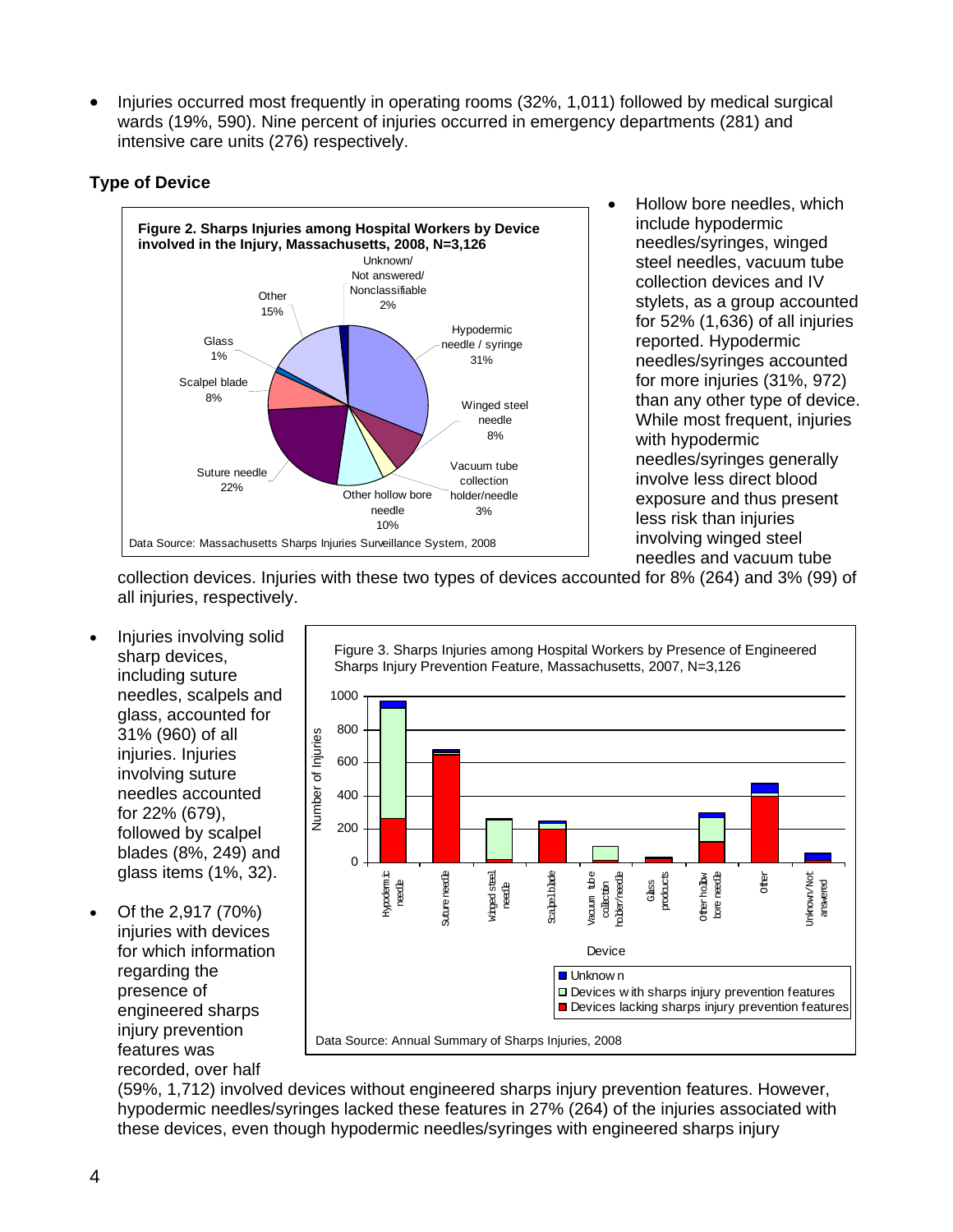- Injuries occurred most frequently in operating rooms (32%, 1,011) followed by medical surgical wards (19%, 590). Nine percent of injuries occurred in emergency departments (281) and intensive care units (276) respectively.

### Type of Device

**Figure 2. Sharps Injuries among Hospital Workers by Device involved in the Injury, Massachusetts, 2008, N=3,126**

Data Source: Massachusetts Sharps Injuries Surveillance System, 2008

- Hollow bore needles, which include hypodermic needles/syringes, winged steel needles, vacuum tube collection devices and IV stylets, as a group accounted for 52% (1,636) of all injuries reported. Hypodermic needles/syringes accounted for more injuries (31%, 972) than any other type of device. While most frequent, injuries with hypodermic needles/syringes generally involve less direct blood exposure and thus present less risk than injuries involving winged steel needles and vacuum tube collection devices. Injuries with these two types of devices accounted for 8% (264) and 3% (99) of all injuries, respectively.

- Injuries involving solid sharp devices, including suture needles, scalpels and glass, accounted for 31% (960) of all injuries. Injuries involving suture needles accounted for 22% (679), followed by scalpel blades (8%, 249) and glass items (1%, 32).

- Of the 2,917 (70%) injuries with devices for which information regarding the presence of engineered sharps injury prevention features was recorded, over half (59%, 1,712) involved devices without engineered sharps injury prevention features. However, hypodermic needles/syringes lacked these features in 27% (264) of the injuries associated with these devices, even though hypodermic needles/syringes with engineered sharps injury

Figure 3. Sharps Injuries among Hospital Workers by Presence of Engineered Sharps Injury Prevention Feature, Massachusetts, 2007, N=3,126

Data Source: Annual Summary of Sharps Injuries, 2008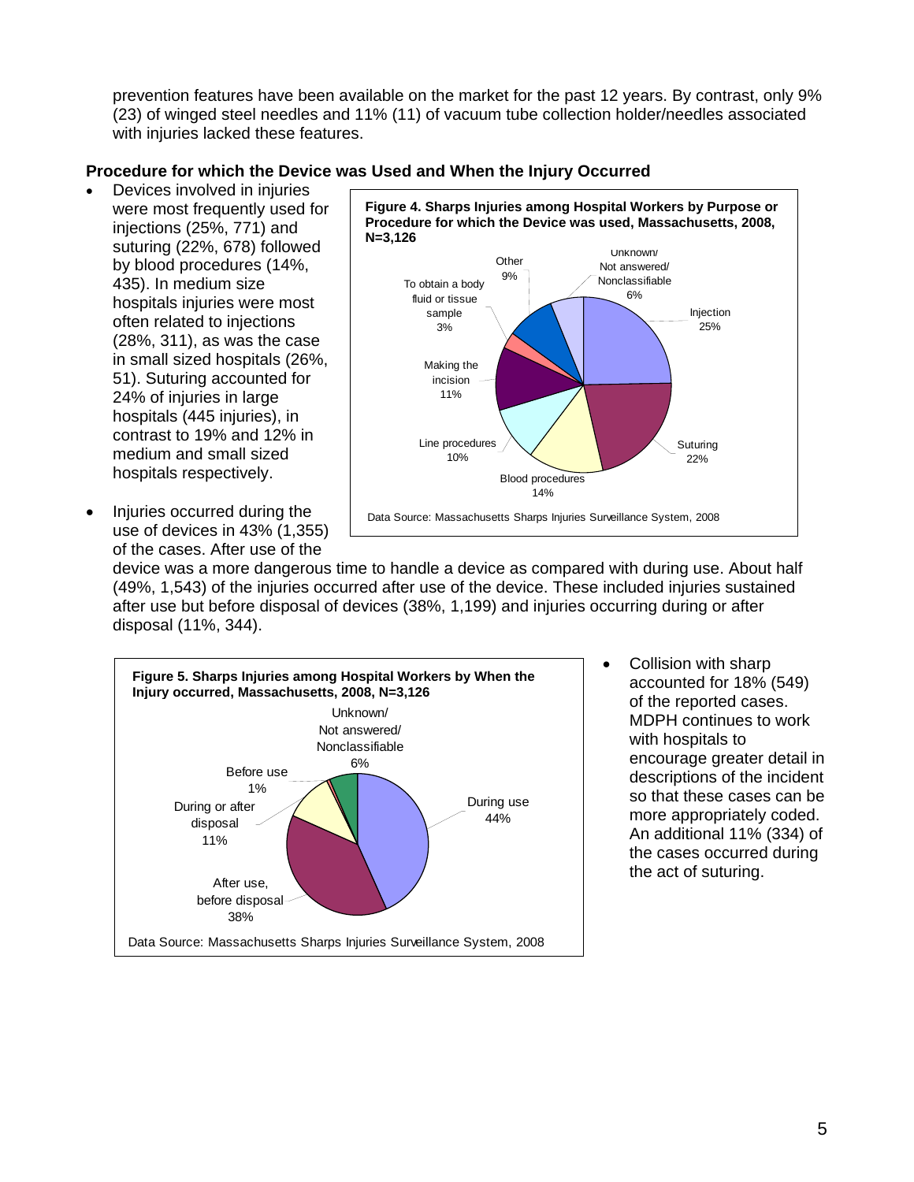prevention features have been available on the market for the past 12 years. By contrast, only 9% (23) of winged steel needles and 11% (11) of vacuum tube collection holder/needles associated with injuries lacked these features.

### Procedure for which the Device was Used and When the Injury Occurred

- Devices involved in injuries were most frequently used for injections (25%, 771) and suturing (22%, 678) followed by blood procedures (14%, 435). In medium size hospitals injuries were most often related to injections (28%, 311), as was the case in small sized hospitals (26%, 51). Suturing accounted for 24% of injuries in large hospitals (445 injuries), in contrast to 19% and 12% in medium and small sized hospitals respectively.

**Figure 4. Sharps Injuries among Hospital Workers by Purpose or Procedure for which the Device was used, Massachusetts, 2008, N=3,126**

| Purpose or Procedure | Percent |
|---|---|
| Injection | 25% |
| Suturing | 22% |
| Blood procedures | 14% |
| Line procedures | 10% |
| Making the incision | 11% |
| To obtain a body fluid or tissue sample | 3% |
| Other | 9% |
| Unknown/ Not answered/ Nonclassifiable | 6% |

Data Source: Massachusetts Sharps Injuries Surveillance System, 2008

- Injuries occurred during the use of devices in 43% (1,355) of the cases. After use of the device was a more dangerous time to handle a device as compared with during use. About half (49%, 1,543) of the injuries occurred after use of the device. These included injuries sustained after use but before disposal of devices (38%, 1,199) and injuries occurring during or after disposal (11%, 344).

**Figure 5. Sharps Injuries among Hospital Workers by When the Injury occurred, Massachusetts, 2008, N=3,126**

| When the Injury Occurred | Percent |
|---|---|
| During use | 44% |
| After use, before disposal | 38% |
| During or after disposal | 11% |
| Before use | 1% |
| Unknown/ Not answered/ Nonclassifiable | 6% |

Data Source: Massachusetts Sharps Injuries Surveillance System, 2008

- Collision with sharp accounted for 18% (549) of the reported cases. MDPH continues to work with hospitals to encourage greater detail in descriptions of the incident so that these cases can be more appropriately coded. An additional 11% (334) of the cases occurred during the act of suturing.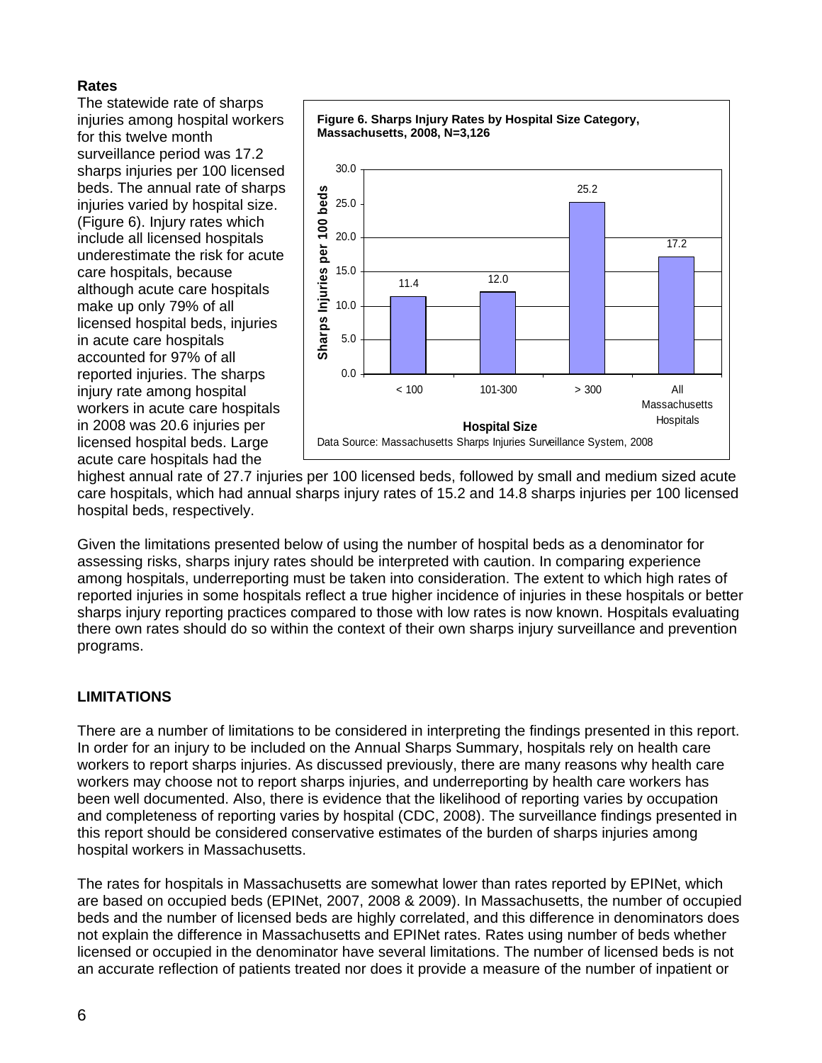**Rates**

The statewide rate of sharps injuries among hospital workers for this twelve month surveillance period was 17.2 sharps injuries per 100 licensed beds. The annual rate of sharps injuries varied by hospital size. (Figure 6). Injury rates which include all licensed hospitals underestimate the risk for acute care hospitals, because although acute care hospitals make up only 79% of all licensed hospital beds, injuries in acute care hospitals accounted for 97% of all reported injuries. The sharps injury rate among hospital workers in acute care hospitals in 2008 was 20.6 injuries per licensed hospital beds. Large acute care hospitals had the highest annual rate of 27.7 injuries per 100 licensed beds, followed by small and medium sized acute care hospitals, which had annual sharps injury rates of 15.2 and 14.8 sharps injuries per 100 licensed hospital beds, respectively.

**Figure 6. Sharps Injury Rates by Hospital Size Category, Massachusetts, 2008, N=3,126**

| Hospital Size | Sharps Injuries per 100 beds |
|---|---|
| < 100 | 11.4 |
| 101-300 | 12.0 |
| > 300 | 25.2 |
| All Massachusetts Hospitals | 17.2 |

Data Source: Massachusetts Sharps Injuries Surveillance System, 2008

Given the limitations presented below of using the number of hospital beds as a denominator for assessing risks, sharps injury rates should be interpreted with caution. In comparing experience among hospitals, underreporting must be taken into consideration. The extent to which high rates of reported injuries in some hospitals reflect a true higher incidence of injuries in these hospitals or better sharps injury reporting practices compared to those with low rates is now known. Hospitals evaluating there own rates should do so within the context of their own sharps injury surveillance and prevention programs.

## LIMITATIONS

There are a number of limitations to be considered in interpreting the findings presented in this report. In order for an injury to be included on the Annual Sharps Summary, hospitals rely on health care workers to report sharps injuries. As discussed previously, there are many reasons why health care workers may choose not to report sharps injuries, and underreporting by health care workers has been well documented. Also, there is evidence that the likelihood of reporting varies by occupation and completeness of reporting varies by hospital (CDC, 2008). The surveillance findings presented in this report should be considered conservative estimates of the burden of sharps injuries among hospital workers in Massachusetts.

The rates for hospitals in Massachusetts are somewhat lower than rates reported by EPINet, which are based on occupied beds (EPINet, 2007, 2008 & 2009). In Massachusetts, the number of occupied beds and the number of licensed beds are highly correlated, and this difference in denominators does not explain the difference in Massachusetts and EPINet rates. Rates using number of beds whether licensed or occupied in the denominator have several limitations. The number of licensed beds is not an accurate reflection of patients treated nor does it provide a measure of the number of inpatient or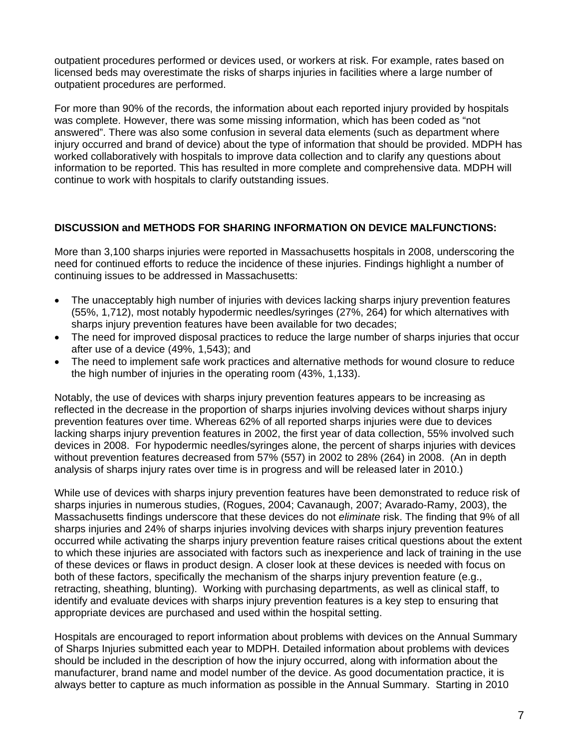outpatient procedures performed or devices used, or workers at risk. For example, rates based on licensed beds may overestimate the risks of sharps injuries in facilities where a large number of outpatient procedures are performed.

For more than 90% of the records, the information about each reported injury provided by hospitals was complete. However, there was some missing information, which has been coded as "not answered". There was also some confusion in several data elements (such as department where injury occurred and brand of device) about the type of information that should be provided. MDPH has worked collaboratively with hospitals to improve data collection and to clarify any questions about information to be reported. This has resulted in more complete and comprehensive data. MDPH will continue to work with hospitals to clarify outstanding issues.

## DISCUSSION and METHODS FOR SHARING INFORMATION ON DEVICE MALFUNCTIONS:

More than 3,100 sharps injuries were reported in Massachusetts hospitals in 2008, underscoring the need for continued efforts to reduce the incidence of these injuries. Findings highlight a number of continuing issues to be addressed in Massachusetts:

- The unacceptably high number of injuries with devices lacking sharps injury prevention features (55%, 1,712), most notably hypodermic needles/syringes (27%, 264) for which alternatives with sharps injury prevention features have been available for two decades;
- The need for improved disposal practices to reduce the large number of sharps injuries that occur after use of a device (49%, 1,543); and
- The need to implement safe work practices and alternative methods for wound closure to reduce the high number of injuries in the operating room (43%, 1,133).

Notably, the use of devices with sharps injury prevention features appears to be increasing as reflected in the decrease in the proportion of sharps injuries involving devices without sharps injury prevention features over time. Whereas 62% of all reported sharps injuries were due to devices lacking sharps injury prevention features in 2002, the first year of data collection, 55% involved such devices in 2008. For hypodermic needles/syringes alone, the percent of sharps injuries with devices without prevention features decreased from 57% (557) in 2002 to 28% (264) in 2008. (An in depth analysis of sharps injury rates over time is in progress and will be released later in 2010.)

While use of devices with sharps injury prevention features have been demonstrated to reduce risk of sharps injuries in numerous studies, (Rogues, 2004; Cavanaugh, 2007; Avarado-Ramy, 2003), the Massachusetts findings underscore that these devices do not *eliminate* risk. The finding that 9% of all sharps injuries and 24% of sharps injuries involving devices with sharps injury prevention features occurred while activating the sharps injury prevention feature raises critical questions about the extent to which these injuries are associated with factors such as inexperience and lack of training in the use of these devices or flaws in product design. A closer look at these devices is needed with focus on both of these factors, specifically the mechanism of the sharps injury prevention feature (e.g., retracting, sheathing, blunting). Working with purchasing departments, as well as clinical staff, to identify and evaluate devices with sharps injury prevention features is a key step to ensuring that appropriate devices are purchased and used within the hospital setting.

Hospitals are encouraged to report information about problems with devices on the Annual Summary of Sharps Injuries submitted each year to MDPH. Detailed information about problems with devices should be included in the description of how the injury occurred, along with information about the manufacturer, brand name and model number of the device. As good documentation practice, it is always better to capture as much information as possible in the Annual Summary. Starting in 2010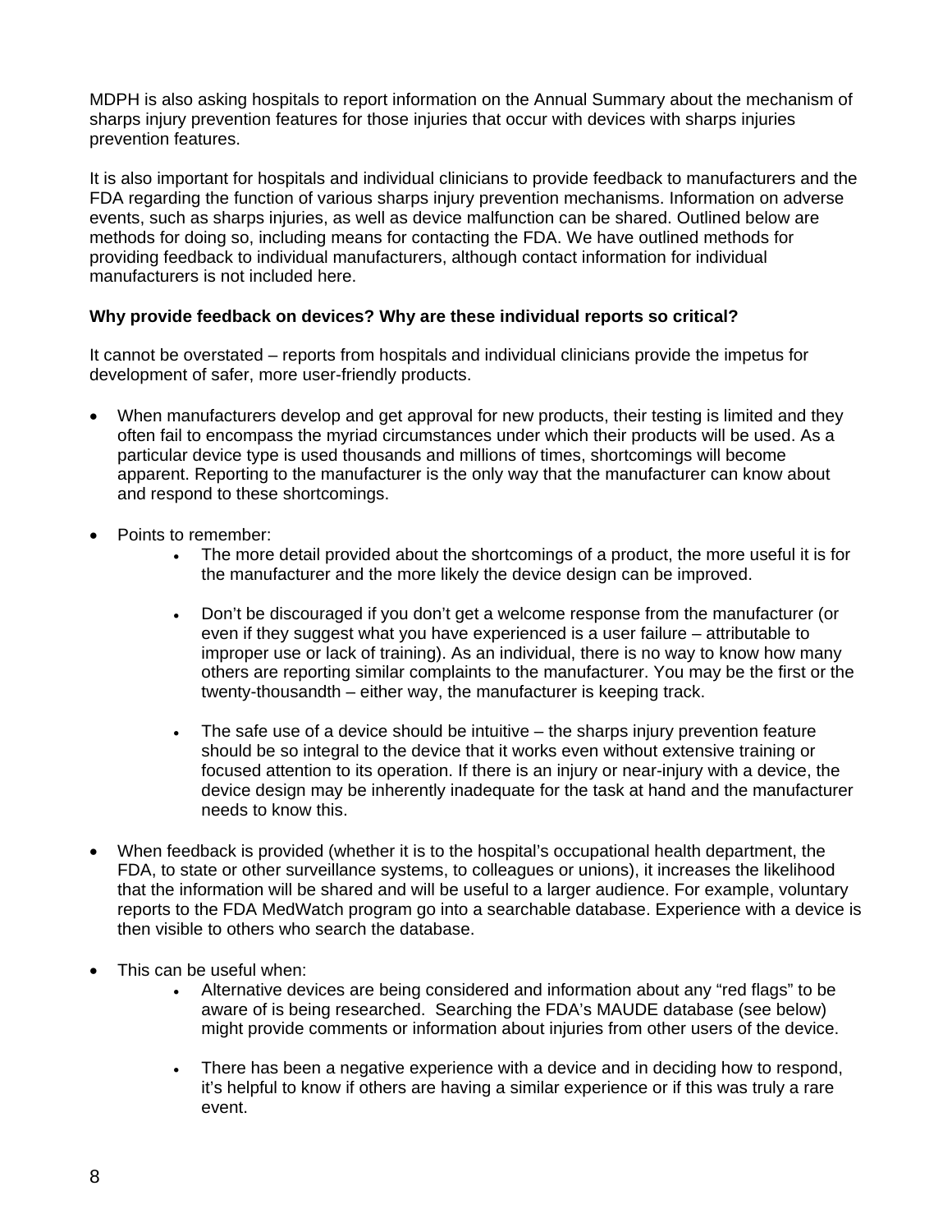MDPH is also asking hospitals to report information on the Annual Summary about the mechanism of sharps injury prevention features for those injuries that occur with devices with sharps injuries prevention features.

It is also important for hospitals and individual clinicians to provide feedback to manufacturers and the FDA regarding the function of various sharps injury prevention mechanisms. Information on adverse events, such as sharps injuries, as well as device malfunction can be shared. Outlined below are methods for doing so, including means for contacting the FDA. We have outlined methods for providing feedback to individual manufacturers, although contact information for individual manufacturers is not included here.

**Why provide feedback on devices? Why are these individual reports so critical?**

It cannot be overstated – reports from hospitals and individual clinicians provide the impetus for development of safer, more user-friendly products.

- When manufacturers develop and get approval for new products, their testing is limited and they often fail to encompass the myriad circumstances under which their products will be used. As a particular device type is used thousands and millions of times, shortcomings will become apparent. Reporting to the manufacturer is the only way that the manufacturer can know about and respond to these shortcomings.

- Points to remember:
    - The more detail provided about the shortcomings of a product, the more useful it is for the manufacturer and the more likely the device design can be improved.

    - Don't be discouraged if you don't get a welcome response from the manufacturer (or even if they suggest what you have experienced is a user failure – attributable to improper use or lack of training). As an individual, there is no way to know how many others are reporting similar complaints to the manufacturer. You may be the first or the twenty-thousandth – either way, the manufacturer is keeping track.

    - The safe use of a device should be intuitive – the sharps injury prevention feature should be so integral to the device that it works even without extensive training or focused attention to its operation. If there is an injury or near-injury with a device, the device design may be inherently inadequate for the task at hand and the manufacturer needs to know this.

- When feedback is provided (whether it is to the hospital's occupational health department, the FDA, to state or other surveillance systems, to colleagues or unions), it increases the likelihood that the information will be shared and will be useful to a larger audience. For example, voluntary reports to the FDA MedWatch program go into a searchable database. Experience with a device is then visible to others who search the database.

- This can be useful when:
    - Alternative devices are being considered and information about any "red flags" to be aware of is being researched. Searching the FDA's MAUDE database (see below) might provide comments or information about injuries from other users of the device.

    - There has been a negative experience with a device and in deciding how to respond, it's helpful to know if others are having a similar experience or if this was truly a rare event.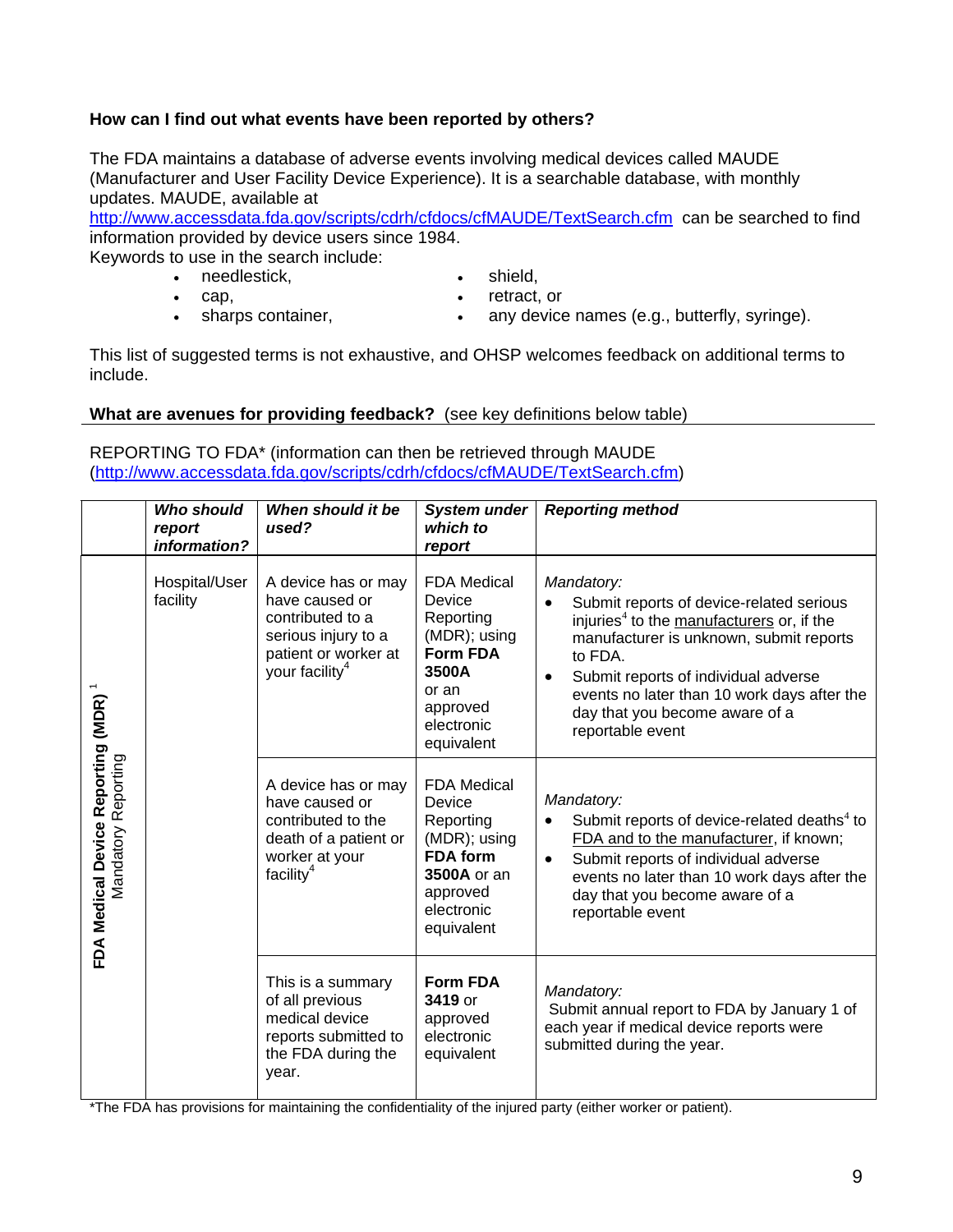**How can I find out what events have been reported by others?**

The FDA maintains a database of adverse events involving medical devices called MAUDE (Manufacturer and User Facility Device Experience). It is a searchable database, with monthly updates. MAUDE, available at http://www.accessdata.fda.gov/scripts/cdrh/cfdocs/cfMAUDE/TextSearch.cfm can be searched to find information provided by device users since 1984.

Keywords to use in the search include:

- needlestick,
- cap,
- sharps container,
- shield,
- retract, or
- any device names (e.g., butterfly, syringe).

This list of suggested terms is not exhaustive, and OHSP welcomes feedback on additional terms to include.

**What are avenues for providing feedback?** (see key definitions below table)

REPORTING TO FDA* (information can then be retrieved through MAUDE (http://www.accessdata.fda.gov/scripts/cdrh/cfdocs/cfMAUDE/TextSearch.cfm)

| | ***Who should report information?*** | ***When should it be used?*** | ***System under which to report*** | ***Reporting method*** |
|---|---|---|---|---|
| **FDA Medical Device Reporting (MDR)** [1] Mandatory Reporting | Hospital/User facility | A device has or may have caused or contributed to a serious injury to a patient or worker at your facility[4] | FDA Medical Device Reporting (MDR); using **Form FDA 3500A** or an approved electronic equivalent | *Mandatory:* <br>• Submit reports of device-related serious injuries[4] to the manufacturers or, if the manufacturer is unknown, submit reports to FDA. <br>• Submit reports of individual adverse events no later than 10 work days after the day that you become aware of a reportable event |
| | | A device has or may have caused or contributed to the death of a patient or worker at your facility[4] | FDA Medical Device Reporting (MDR); using **FDA form 3500A** or an approved electronic equivalent | *Mandatory:* <br>• Submit reports of device-related deaths[4] to FDA and to the manufacturer, if known; <br>• Submit reports of individual adverse events no later than 10 work days after the day that you become aware of a reportable event |
| | | This is a summary of all previous medical device reports submitted to the FDA during the year. | **Form FDA 3419** or approved electronic equivalent | *Mandatory:* <br>Submit annual report to FDA by January 1 of each year if medical device reports were submitted during the year. |

*The FDA has provisions for maintaining the confidentiality of the injured party (either worker or patient).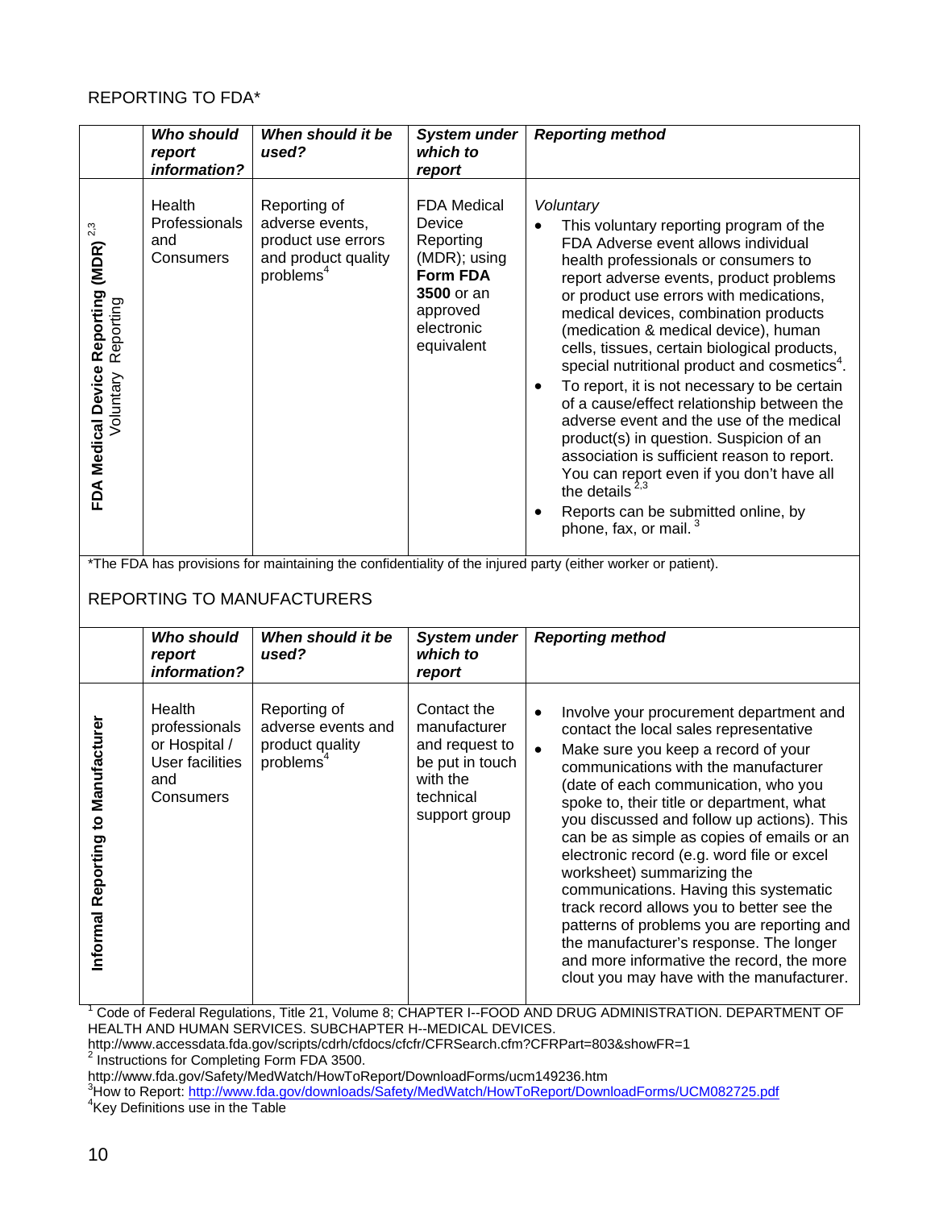REPORTING TO FDA*

| | *Who should report information?* | *When should it be used?* | *System under which to report* | *Reporting method* |
|---|---|---|---|---|
| **FDA Medical Device Reporting (MDR)** [2,3] Voluntary Reporting | Health Professionals and Consumers | Reporting of adverse events, product use errors and product quality problems[4] | FDA Medical Device Reporting (MDR); using **Form FDA 3500** or an approved electronic equivalent | *Voluntary* <br>• This voluntary reporting program of the FDA Adverse event allows individual health professionals or consumers to report adverse events, product problems or product use errors with medications, medical devices, combination products (medication & medical device), human cells, tissues, certain biological products, special nutritional product and cosmetics[4]. <br>• To report, it is not necessary to be certain of a cause/effect relationship between the adverse event and the use of the medical product(s) in question. Suspicion of an association is sufficient reason to report. You can report even if you don't have all the details [2,3] <br>• Reports can be submitted online, by phone, fax, or mail. [3] |

*The FDA has provisions for maintaining the confidentiality of the injured party (either worker or patient).

REPORTING TO MANUFACTURERS

| | *Who should report information?* | *When should it be used?* | *System under which to report* | *Reporting method* |
|---|---|---|---|---|
| **Informal Reporting to Manufacturer** | Health professionals or Hospital / User facilities and Consumers | Reporting of adverse events and product quality problems[4] | Contact the manufacturer and request to be put in touch with the technical support group | • Involve your procurement department and contact the local sales representative <br>• Make sure you keep a record of your communications with the manufacturer (date of each communication, who you spoke to, their title or department, what you discussed and follow up actions). This can be as simple as copies of emails or an electronic record (e.g. word file or excel worksheet) summarizing the communications. Having this systematic track record allows you to better see the patterns of problems you are reporting and the manufacturer's response. The longer and more informative the record, the more clout you may have with the manufacturer. |

[1] Code of Federal Regulations, Title 21, Volume 8; CHAPTER I--FOOD AND DRUG ADMINISTRATION. DEPARTMENT OF HEALTH AND HUMAN SERVICES. SUBCHAPTER H--MEDICAL DEVICES. http://www.accessdata.fda.gov/scripts/cdrh/cfdocs/cfcfr/CFRSearch.cfm?CFRPart=803&showFR=1

[2] Instructions for Completing Form FDA 3500. http://www.fda.gov/Safety/MedWatch/HowToReport/DownloadForms/ucm149236.htm

[3] How to Report: http://www.fda.gov/downloads/Safety/MedWatch/HowToReport/DownloadForms/UCM082725.pdf

[4] Key Definitions use in the Table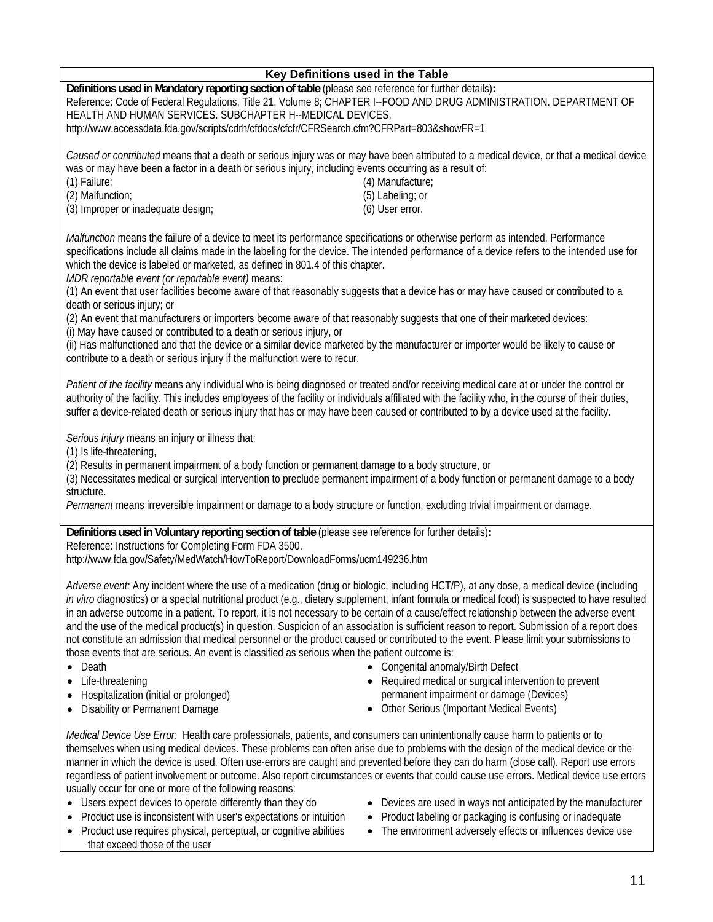## Key Definitions used in the Table

**Definitions used in Mandatory reporting section of table** (please see reference for further details)**:**
Reference: Code of Federal Regulations, Title 21, Volume 8; CHAPTER I--FOOD AND DRUG ADMINISTRATION. DEPARTMENT OF HEALTH AND HUMAN SERVICES. SUBCHAPTER H--MEDICAL DEVICES.
http://www.accessdata.fda.gov/scripts/cdrh/cfdocs/cfcfr/CFRSearch.cfm?CFRPart=803&showFR=1

*Caused or contributed* means that a death or serious injury was or may have been attributed to a medical device, or that a medical device was or may have been a factor in a death or serious injury, including events occurring as a result of:
(1) Failure;
(2) Malfunction;
(3) Improper or inadequate design;
(4) Manufacture;
(5) Labeling; or
(6) User error.

*Malfunction* means the failure of a device to meet its performance specifications or otherwise perform as intended. Performance specifications include all claims made in the labeling for the device. The intended performance of a device refers to the intended use for which the device is labeled or marketed, as defined in 801.4 of this chapter.
*MDR reportable event (or reportable event)* means:
(1) An event that user facilities become aware of that reasonably suggests that a device has or may have caused or contributed to a death or serious injury; or
(2) An event that manufacturers or importers become aware of that reasonably suggests that one of their marketed devices:
(i) May have caused or contributed to a death or serious injury, or
(ii) Has malfunctioned and that the device or a similar device marketed by the manufacturer or importer would be likely to cause or contribute to a death or serious injury if the malfunction were to recur.

*Patient of the facility* means any individual who is being diagnosed or treated and/or receiving medical care at or under the control or authority of the facility. This includes employees of the facility or individuals affiliated with the facility who, in the course of their duties, suffer a device-related death or serious injury that has or may have been caused or contributed to by a device used at the facility.

*Serious injury* means an injury or illness that:
(1) Is life-threatening,
(2) Results in permanent impairment of a body function or permanent damage to a body structure, or
(3) Necessitates medical or surgical intervention to preclude permanent impairment of a body function or permanent damage to a body structure.
*Permanent* means irreversible impairment or damage to a body structure or function, excluding trivial impairment or damage.

**Definitions used in Voluntary reporting section of table** (please see reference for further details)**:**
Reference: Instructions for Completing Form FDA 3500.
http://www.fda.gov/Safety/MedWatch/HowToReport/DownloadForms/ucm149236.htm

*Adverse event:* Any incident where the use of a medication (drug or biologic, including HCT/P), at any dose, a medical device (including *in vitro* diagnostics) or a special nutritional product (e.g., dietary supplement, infant formula or medical food) is suspected to have resulted in an adverse outcome in a patient. To report, it is not necessary to be certain of a cause/effect relationship between the adverse event and the use of the medical product(s) in question. Suspicion of an association is sufficient reason to report. Submission of a report does not constitute an admission that medical personnel or the product caused or contributed to the event. Please limit your submissions to those events that are serious. An event is classified as serious when the patient outcome is:

- Death
- Life-threatening
- Hospitalization (initial or prolonged)
- Disability or Permanent Damage
- Congenital anomaly/Birth Defect
- Required medical or surgical intervention to prevent permanent impairment or damage (Devices)
- Other Serious (Important Medical Events)

*Medical Device Use Error*: Health care professionals, patients, and consumers can unintentionally cause harm to patients or to themselves when using medical devices. These problems can often arise due to problems with the design of the medical device or the manner in which the device is used. Often use-errors are caught and prevented before they can do harm (close call). Report use errors regardless of patient involvement or outcome. Also report circumstances or events that could cause use errors. Medical device use errors usually occur for one or more of the following reasons:

- Users expect devices to operate differently than they do
- Product use is inconsistent with user's expectations or intuition
- Product use requires physical, perceptual, or cognitive abilities that exceed those of the user
- Devices are used in ways not anticipated by the manufacturer
- Product labeling or packaging is confusing or inadequate
- The environment adversely effects or influences device use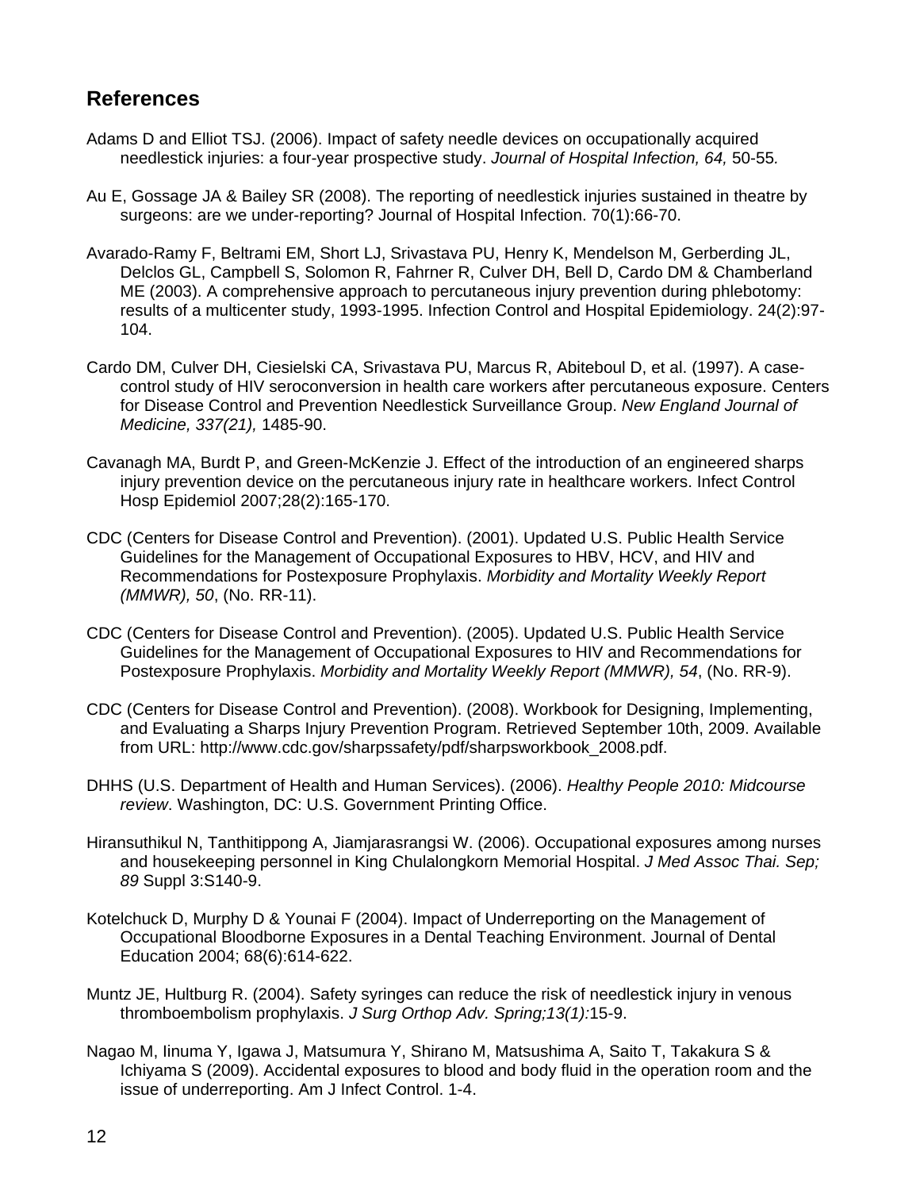## References

Adams D and Elliot TSJ. (2006). Impact of safety needle devices on occupationally acquired needlestick injuries: a four-year prospective study. *Journal of Hospital Infection, 64,* 50-55*.*

Au E, Gossage JA & Bailey SR (2008). The reporting of needlestick injuries sustained in theatre by surgeons: are we under-reporting? Journal of Hospital Infection. 70(1):66-70.

Avarado-Ramy F, Beltrami EM, Short LJ, Srivastava PU, Henry K, Mendelson M, Gerberding JL, Delclos GL, Campbell S, Solomon R, Fahrner R, Culver DH, Bell D, Cardo DM & Chamberland ME (2003). A comprehensive approach to percutaneous injury prevention during phlebotomy: results of a multicenter study, 1993-1995. Infection Control and Hospital Epidemiology. 24(2):97-104.

Cardo DM, Culver DH, Ciesielski CA, Srivastava PU, Marcus R, Abiteboul D, et al. (1997). A case-control study of HIV seroconversion in health care workers after percutaneous exposure. Centers for Disease Control and Prevention Needlestick Surveillance Group. *New England Journal of Medicine, 337(21),* 1485-90.

Cavanagh MA, Burdt P, and Green-McKenzie J. Effect of the introduction of an engineered sharps injury prevention device on the percutaneous injury rate in healthcare workers. Infect Control Hosp Epidemiol 2007;28(2):165-170.

CDC (Centers for Disease Control and Prevention). (2001). Updated U.S. Public Health Service Guidelines for the Management of Occupational Exposures to HBV, HCV, and HIV and Recommendations for Postexposure Prophylaxis. *Morbidity and Mortality Weekly Report (MMWR), 50*, (No. RR-11).

CDC (Centers for Disease Control and Prevention). (2005). Updated U.S. Public Health Service Guidelines for the Management of Occupational Exposures to HIV and Recommendations for Postexposure Prophylaxis. *Morbidity and Mortality Weekly Report (MMWR), 54*, (No. RR-9).

CDC (Centers for Disease Control and Prevention). (2008). Workbook for Designing, Implementing, and Evaluating a Sharps Injury Prevention Program. Retrieved September 10th, 2009. Available from URL: http://www.cdc.gov/sharpssafety/pdf/sharpsworkbook_2008.pdf.

DHHS (U.S. Department of Health and Human Services). (2006). *Healthy People 2010: Midcourse review*. Washington, DC: U.S. Government Printing Office.

Hiransuthikul N, Tanthitippong A, Jiamjarasrangsi W. (2006). Occupational exposures among nurses and housekeeping personnel in King Chulalongkorn Memorial Hospital. *J Med Assoc Thai. Sep; 89* Suppl 3:S140-9.

Kotelchuck D, Murphy D & Younai F (2004). Impact of Underreporting on the Management of Occupational Bloodborne Exposures in a Dental Teaching Environment. Journal of Dental Education 2004; 68(6):614-622.

Muntz JE, Hultburg R. (2004). Safety syringes can reduce the risk of needlestick injury in venous thromboembolism prophylaxis. *J Surg Orthop Adv. Spring;13(1):*15-9.

Nagao M, Iinuma Y, Igawa J, Matsumura Y, Shirano M, Matsushima A, Saito T, Takakura S & Ichiyama S (2009). Accidental exposures to blood and body fluid in the operation room and the issue of underreporting. Am J Infect Control. 1-4.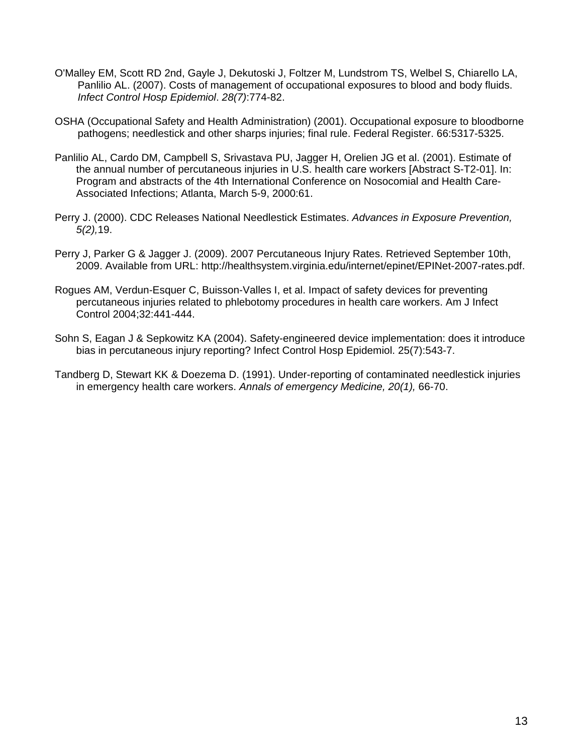O'Malley EM, Scott RD 2nd, Gayle J, Dekutoski J, Foltzer M, Lundstrom TS, Welbel S, Chiarello LA, Panlilio AL. (2007). Costs of management of occupational exposures to blood and body fluids. *Infect Control Hosp Epidemiol*. *28(7)*:774-82.

OSHA (Occupational Safety and Health Administration) (2001). Occupational exposure to bloodborne pathogens; needlestick and other sharps injuries; final rule. Federal Register. 66:5317-5325.

Panlilio AL, Cardo DM, Campbell S, Srivastava PU, Jagger H, Orelien JG et al. (2001). Estimate of the annual number of percutaneous injuries in U.S. health care workers [Abstract S-T2-01]. In: Program and abstracts of the 4th International Conference on Nosocomial and Health Care-Associated Infections; Atlanta, March 5-9, 2000:61.

Perry J. (2000). CDC Releases National Needlestick Estimates. *Advances in Exposure Prevention, 5(2),*19.

Perry J, Parker G & Jagger J. (2009). 2007 Percutaneous Injury Rates. Retrieved September 10th, 2009. Available from URL: http://healthsystem.virginia.edu/internet/epinet/EPINet-2007-rates.pdf.

Rogues AM, Verdun-Esquer C, Buisson-Valles I, et al. Impact of safety devices for preventing percutaneous injuries related to phlebotomy procedures in health care workers. Am J Infect Control 2004;32:441-444.

Sohn S, Eagan J & Sepkowitz KA (2004). Safety-engineered device implementation: does it introduce bias in percutaneous injury reporting? Infect Control Hosp Epidemiol. 25(7):543-7.

Tandberg D, Stewart KK & Doezema D. (1991). Under-reporting of contaminated needlestick injuries in emergency health care workers. *Annals of emergency Medicine, 20(1),* 66-70.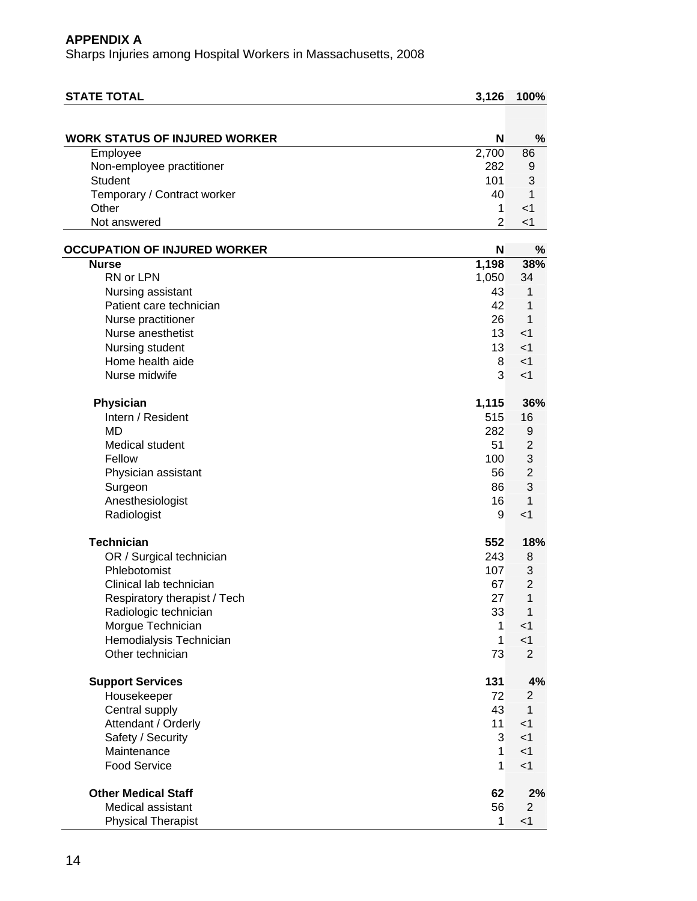**APPENDIX A**

Sharps Injuries among Hospital Workers in Massachusetts, 2008

| **STATE TOTAL** | **3,126** | **100%** |
|---|---|---|
| | | |
| **WORK STATUS OF INJURED WORKER** | **N** | **%** |
| Employee | 2,700 | 86 |
| Non-employee practitioner | 282 | 9 |
| Student | 101 | 3 |
| Temporary / Contract worker | 40 | 1 |
| Other | 1 | <1 |
| Not answered | 2 | <1 |
| | | |
| **OCCUPATION OF INJURED WORKER** | **N** | **%** |
| **Nurse** | **1,198** | **38%** |
| RN or LPN | 1,050 | 34 |
| Nursing assistant | 43 | 1 |
| Patient care technician | 42 | 1 |
| Nurse practitioner | 26 | 1 |
| Nurse anesthetist | 13 | <1 |
| Nursing student | 13 | <1 |
| Home health aide | 8 | <1 |
| Nurse midwife | 3 | <1 |
| | | |
| **Physician** | **1,115** | **36%** |
| Intern / Resident | 515 | 16 |
| MD | 282 | 9 |
| Medical student | 51 | 2 |
| Fellow | 100 | 3 |
| Physician assistant | 56 | 2 |
| Surgeon | 86 | 3 |
| Anesthesiologist | 16 | 1 |
| Radiologist | 9 | <1 |
| | | |
| **Technician** | **552** | **18%** |
| OR / Surgical technician | 243 | 8 |
| Phlebotomist | 107 | 3 |
| Clinical lab technician | 67 | 2 |
| Respiratory therapist / Tech | 27 | 1 |
| Radiologic technician | 33 | 1 |
| Morgue Technician | 1 | <1 |
| Hemodialysis Technician | 1 | <1 |
| Other technician | 73 | 2 |
| | | |
| **Support Services** | **131** | **4%** |
| Housekeeper | 72 | 2 |
| Central supply | 43 | 1 |
| Attendant / Orderly | 11 | <1 |
| Safety / Security | 3 | <1 |
| Maintenance | 1 | <1 |
| Food Service | 1 | <1 |
| | | |
| **Other Medical Staff** | **62** | **2%** |
| Medical assistant | 56 | 2 |
| Physical Therapist | 1 | <1 |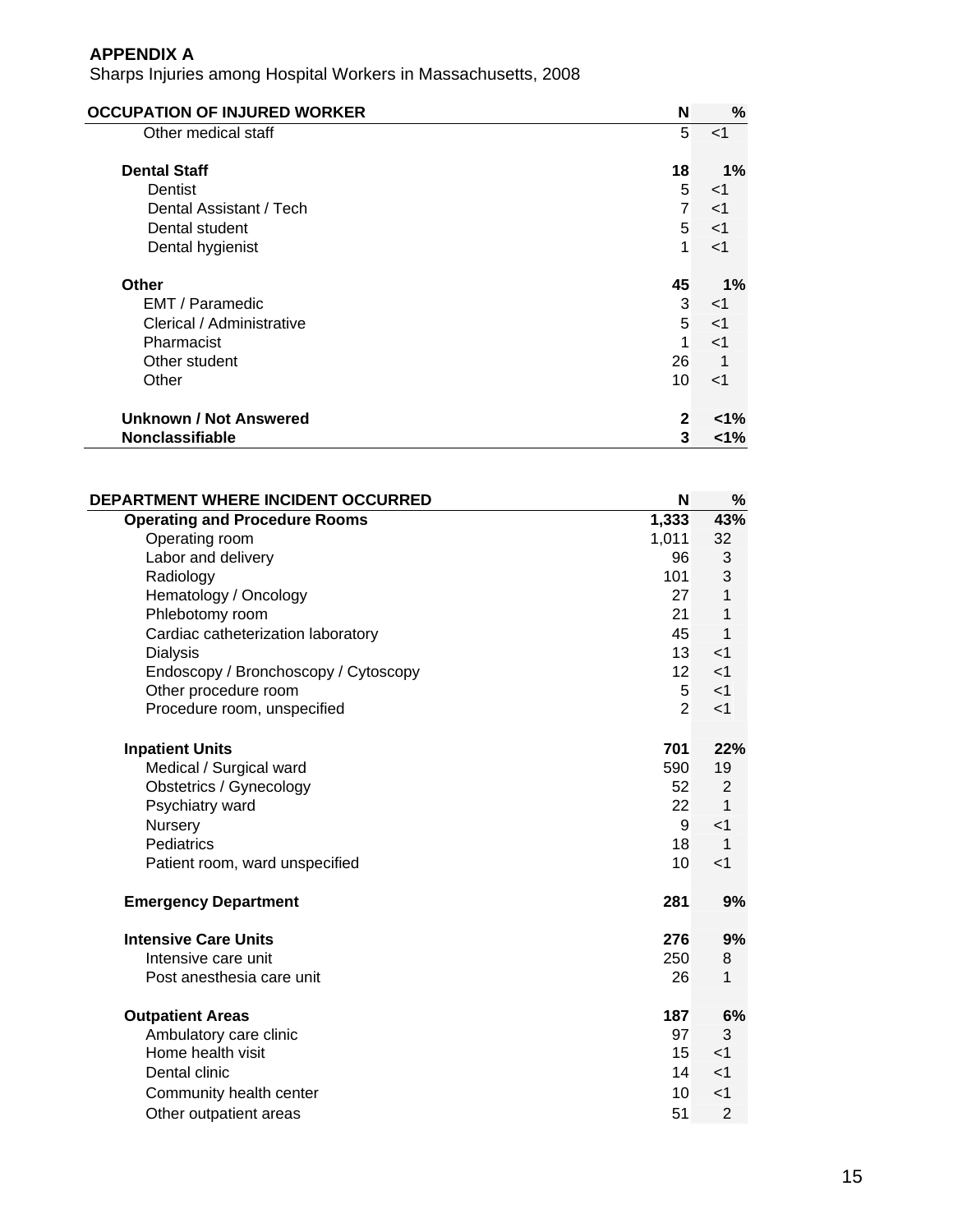**APPENDIX A**

Sharps Injuries among Hospital Workers in Massachusetts, 2008

| OCCUPATION OF INJURED WORKER | N | % |
|---|---|---|
| Other medical staff | 5 | <1 |
| **Dental Staff** | **18** | **1%** |
| Dentist | 5 | <1 |
| Dental Assistant / Tech | 7 | <1 |
| Dental student | 5 | <1 |
| Dental hygienist | 1 | <1 |
| **Other** | **45** | **1%** |
| EMT / Paramedic | 3 | <1 |
| Clerical / Administrative | 5 | <1 |
| Pharmacist | 1 | <1 |
| Other student | 26 | 1 |
| Other | 10 | <1 |
| **Unknown / Not Answered** | **2** | **<1%** |
| **Nonclassifiable** | **3** | **<1%** |

| DEPARTMENT WHERE INCIDENT OCCURRED | N | % |
|---|---|---|
| **Operating and Procedure Rooms** | **1,333** | **43%** |
| Operating room | 1,011 | 32 |
| Labor and delivery | 96 | 3 |
| Radiology | 101 | 3 |
| Hematology / Oncology | 27 | 1 |
| Phlebotomy room | 21 | 1 |
| Cardiac catheterization laboratory | 45 | 1 |
| Dialysis | 13 | <1 |
| Endoscopy / Bronchoscopy / Cytoscopy | 12 | <1 |
| Other procedure room | 5 | <1 |
| Procedure room, unspecified | 2 | <1 |
| **Inpatient Units** | **701** | **22%** |
| Medical / Surgical ward | 590 | 19 |
| Obstetrics / Gynecology | 52 | 2 |
| Psychiatry ward | 22 | 1 |
| Nursery | 9 | <1 |
| Pediatrics | 18 | 1 |
| Patient room, ward unspecified | 10 | <1 |
| **Emergency Department** | **281** | **9%** |
| **Intensive Care Units** | **276** | **9%** |
| Intensive care unit | 250 | 8 |
| Post anesthesia care unit | 26 | 1 |
| **Outpatient Areas** | **187** | **6%** |
| Ambulatory care clinic | 97 | 3 |
| Home health visit | 15 | <1 |
| Dental clinic | 14 | <1 |
| Community health center | 10 | <1 |
| Other outpatient areas | 51 | 2 |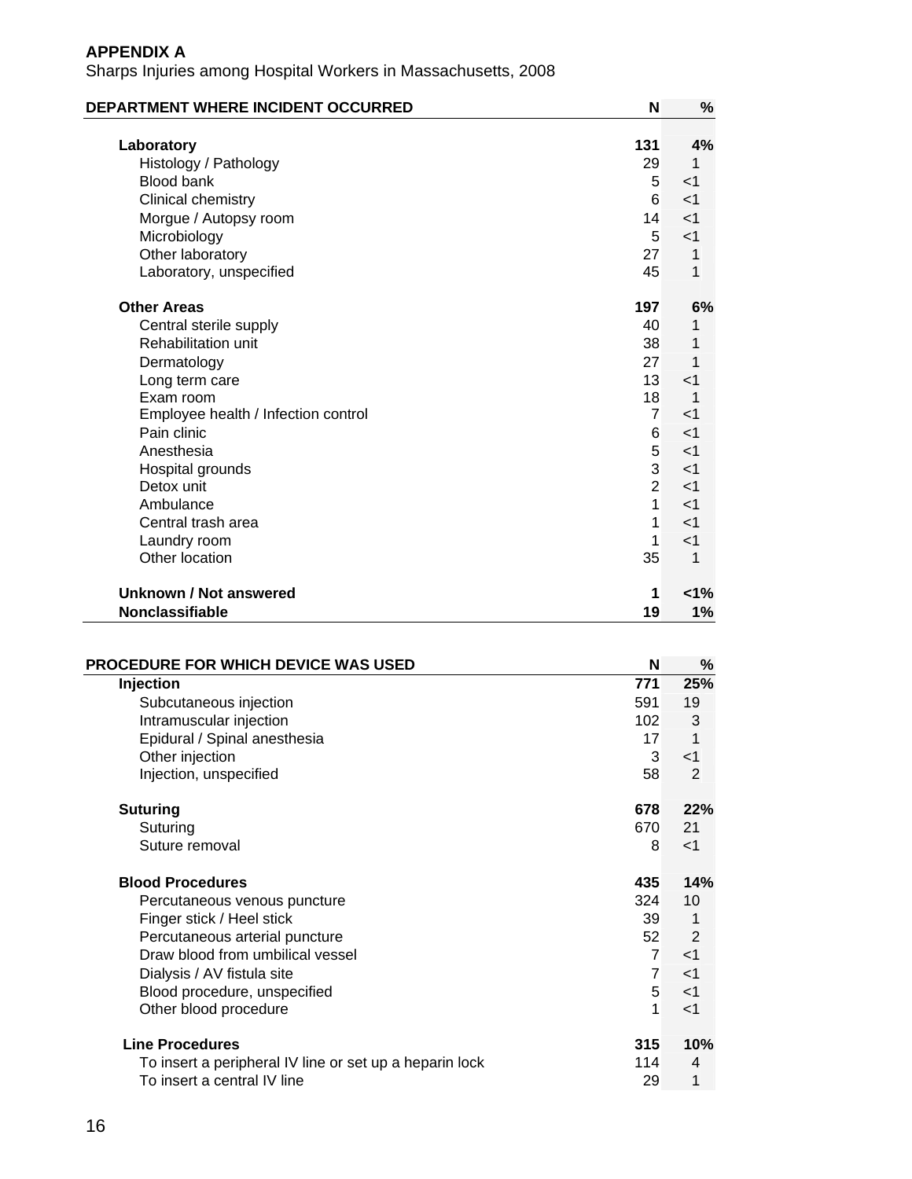**APPENDIX A**

Sharps Injuries among Hospital Workers in Massachusetts, 2008

| DEPARTMENT WHERE INCIDENT OCCURRED | N | % |
|---|---|---|
| **Laboratory** | **131** | **4%** |
| Histology / Pathology | 29 | 1 |
| Blood bank | 5 | <1 |
| Clinical chemistry | 6 | <1 |
| Morgue / Autopsy room | 14 | <1 |
| Microbiology | 5 | <1 |
| Other laboratory | 27 | 1 |
| Laboratory, unspecified | 45 | 1 |
| **Other Areas** | **197** | **6%** |
| Central sterile supply | 40 | 1 |
| Rehabilitation unit | 38 | 1 |
| Dermatology | 27 | 1 |
| Long term care | 13 | <1 |
| Exam room | 18 | 1 |
| Employee health / Infection control | 7 | <1 |
| Pain clinic | 6 | <1 |
| Anesthesia | 5 | <1 |
| Hospital grounds | 3 | <1 |
| Detox unit | 2 | <1 |
| Ambulance | 1 | <1 |
| Central trash area | 1 | <1 |
| Laundry room | 1 | <1 |
| Other location | 35 | 1 |
| **Unknown / Not answered** | **1** | **<1%** |
| **Nonclassifiable** | **19** | **1%** |

| PROCEDURE FOR WHICH DEVICE WAS USED | N | % |
|---|---|---|
| **Injection** | **771** | **25%** |
| Subcutaneous injection | 591 | 19 |
| Intramuscular injection | 102 | 3 |
| Epidural / Spinal anesthesia | 17 | 1 |
| Other injection | 3 | <1 |
| Injection, unspecified | 58 | 2 |
| **Suturing** | **678** | **22%** |
| Suturing | 670 | 21 |
| Suture removal | 8 | <1 |
| **Blood Procedures** | **435** | **14%** |
| Percutaneous venous puncture | 324 | 10 |
| Finger stick / Heel stick | 39 | 1 |
| Percutaneous arterial puncture | 52 | 2 |
| Draw blood from umbilical vessel | 7 | <1 |
| Dialysis / AV fistula site | 7 | <1 |
| Blood procedure, unspecified | 5 | <1 |
| Other blood procedure | 1 | <1 |
| **Line Procedures** | **315** | **10%** |
| To insert a peripheral IV line or set up a heparin lock | 114 | 4 |
| To insert a central IV line | 29 | 1 |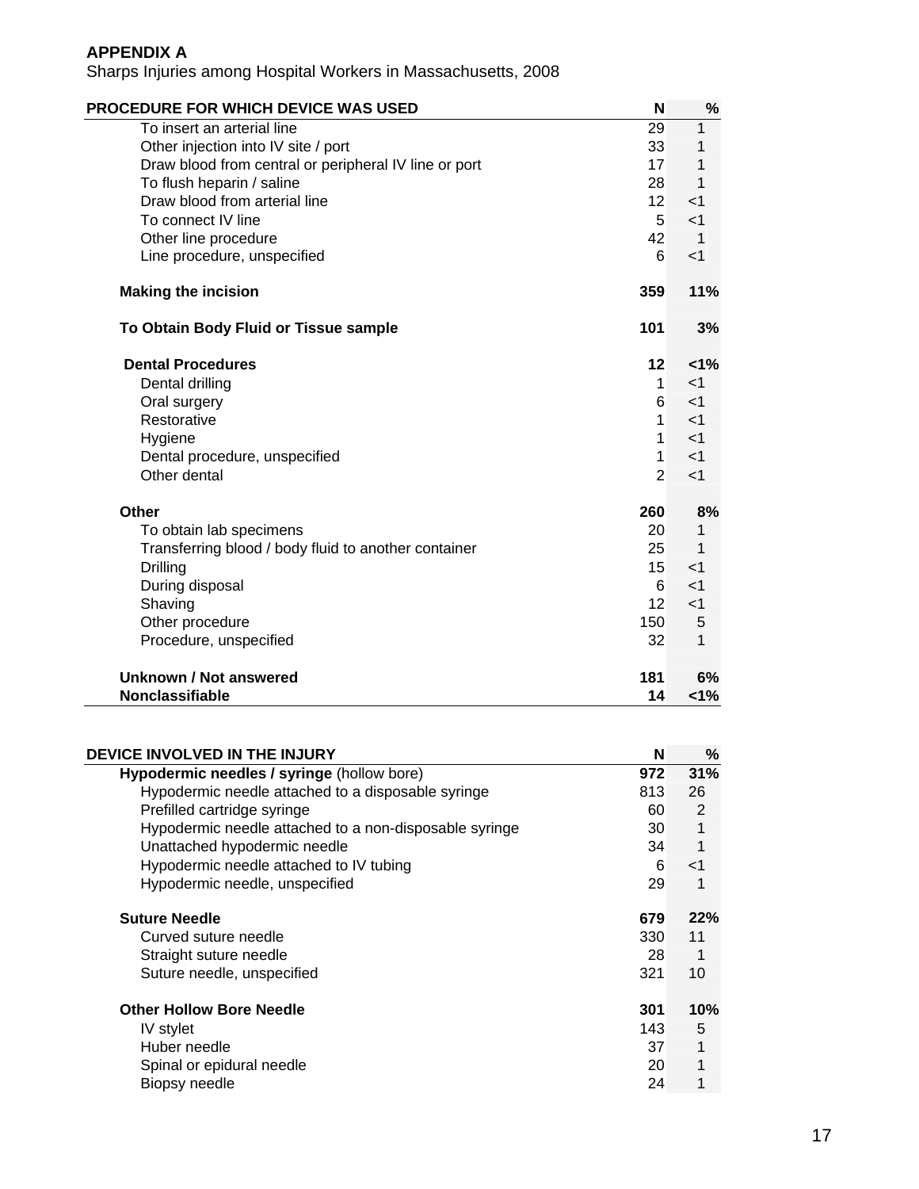**APPENDIX A**

Sharps Injuries among Hospital Workers in Massachusetts, 2008

| PROCEDURE FOR WHICH DEVICE WAS USED | N | % |
|---|---|---|
| To insert an arterial line | 29 | 1 |
| Other injection into IV site / port | 33 | 1 |
| Draw blood from central or peripheral IV line or port | 17 | 1 |
| To flush heparin / saline | 28 | 1 |
| Draw blood from arterial line | 12 | <1 |
| To connect IV line | 5 | <1 |
| Other line procedure | 42 | 1 |
| Line procedure, unspecified | 6 | <1 |
| **Making the incision** | **359** | **11%** |
| **To Obtain Body Fluid or Tissue sample** | **101** | **3%** |
| **Dental Procedures** | **12** | **<1%** |
| Dental drilling | 1 | <1 |
| Oral surgery | 6 | <1 |
| Restorative | 1 | <1 |
| Hygiene | 1 | <1 |
| Dental procedure, unspecified | 1 | <1 |
| Other dental | 2 | <1 |
| **Other** | **260** | **8%** |
| To obtain lab specimens | 20 | 1 |
| Transferring blood / body fluid to another container | 25 | 1 |
| Drilling | 15 | <1 |
| During disposal | 6 | <1 |
| Shaving | 12 | <1 |
| Other procedure | 150 | 5 |
| Procedure, unspecified | 32 | 1 |
| **Unknown / Not answered** | **181** | **6%** |
| **Nonclassifiable** | **14** | **<1%** |

| DEVICE INVOLVED IN THE INJURY | N | % |
|---|---|---|
| **Hypodermic needles / syringe** (hollow bore) | **972** | **31%** |
| Hypodermic needle attached to a disposable syringe | 813 | 26 |
| Prefilled cartridge syringe | 60 | 2 |
| Hypodermic needle attached to a non-disposable syringe | 30 | 1 |
| Unattached hypodermic needle | 34 | 1 |
| Hypodermic needle attached to IV tubing | 6 | <1 |
| Hypodermic needle, unspecified | 29 | 1 |
| **Suture Needle** | **679** | **22%** |
| Curved suture needle | 330 | 11 |
| Straight suture needle | 28 | 1 |
| Suture needle, unspecified | 321 | 10 |
| **Other Hollow Bore Needle** | **301** | **10%** |
| IV stylet | 143 | 5 |
| Huber needle | 37 | 1 |
| Spinal or epidural needle | 20 | 1 |
| Biopsy needle | 24 | 1 |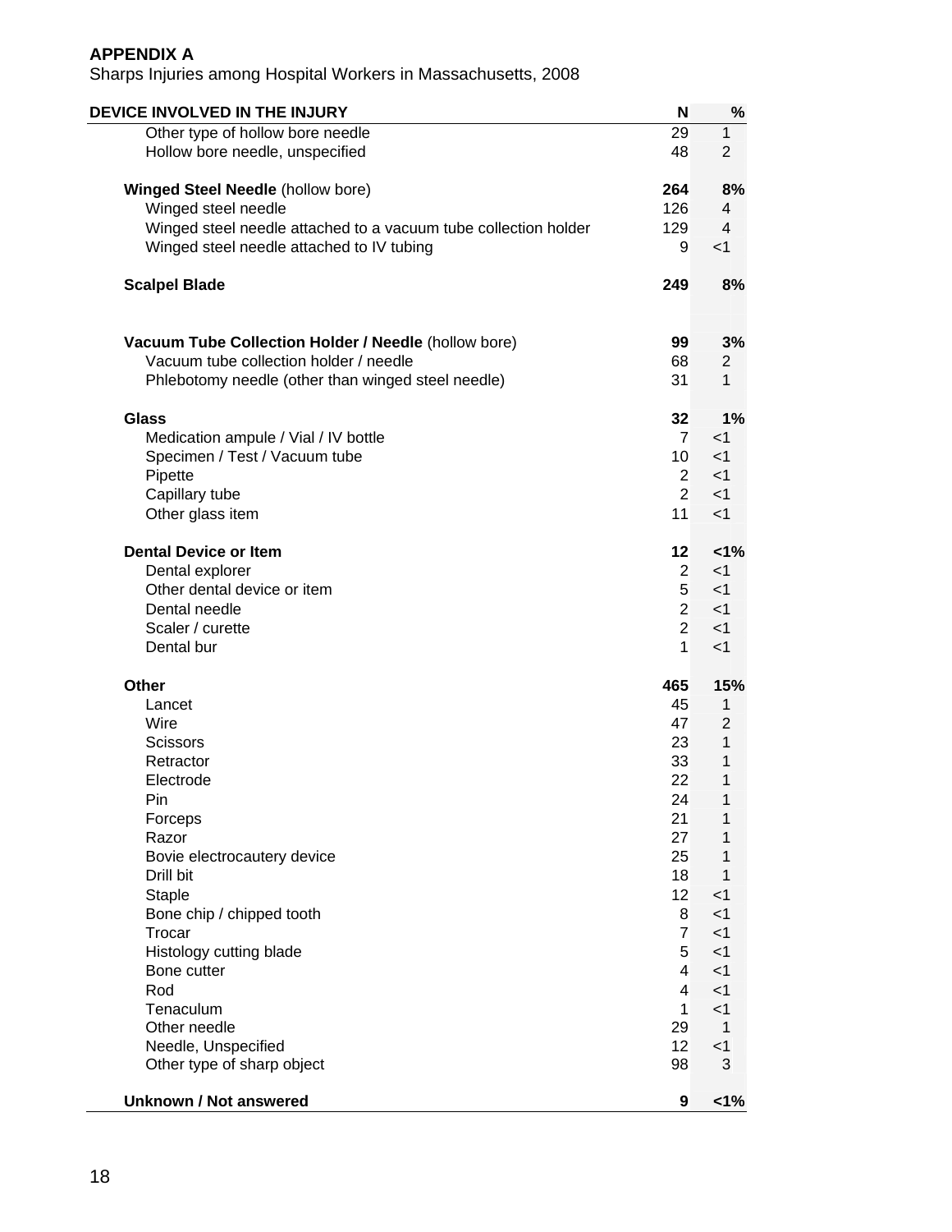**APPENDIX A**

Sharps Injuries among Hospital Workers in Massachusetts, 2008

| DEVICE INVOLVED IN THE INJURY | N | % |
|---|---|---|
| Other type of hollow bore needle | 29 | 1 |
| Hollow bore needle, unspecified | 48 | 2 |
| | | |
| **Winged Steel Needle** (hollow bore) | **264** | **8%** |
| Winged steel needle | 126 | 4 |
| Winged steel needle attached to a vacuum tube collection holder | 129 | 4 |
| Winged steel needle attached to IV tubing | 9 | <1 |
| | | |
| **Scalpel Blade** | **249** | **8%** |
| | | |
| **Vacuum Tube Collection Holder / Needle** (hollow bore) | **99** | **3%** |
| Vacuum tube collection holder / needle | 68 | 2 |
| Phlebotomy needle (other than winged steel needle) | 31 | 1 |
| | | |
| **Glass** | **32** | **1%** |
| Medication ampule / Vial / IV bottle | 7 | <1 |
| Specimen / Test / Vacuum tube | 10 | <1 |
| Pipette | 2 | <1 |
| Capillary tube | 2 | <1 |
| Other glass item | 11 | <1 |
| | | |
| **Dental Device or Item** | **12** | **<1%** |
| Dental explorer | 2 | <1 |
| Other dental device or item | 5 | <1 |
| Dental needle | 2 | <1 |
| Scaler / curette | 2 | <1 |
| Dental bur | 1 | <1 |
| | | |
| **Other** | **465** | **15%** |
| Lancet | 45 | 1 |
| Wire | 47 | 2 |
| Scissors | 23 | 1 |
| Retractor | 33 | 1 |
| Electrode | 22 | 1 |
| Pin | 24 | 1 |
| Forceps | 21 | 1 |
| Razor | 27 | 1 |
| Bovie electrocautery device | 25 | 1 |
| Drill bit | 18 | 1 |
| Staple | 12 | <1 |
| Bone chip / chipped tooth | 8 | <1 |
| Trocar | 7 | <1 |
| Histology cutting blade | 5 | <1 |
| Bone cutter | 4 | <1 |
| Rod | 4 | <1 |
| Tenaculum | 1 | <1 |
| Other needle | 29 | 1 |
| Needle, Unspecified | 12 | <1 |
| Other type of sharp object | 98 | 3 |
| | | |
| **Unknown / Not answered** | **9** | **<1%** |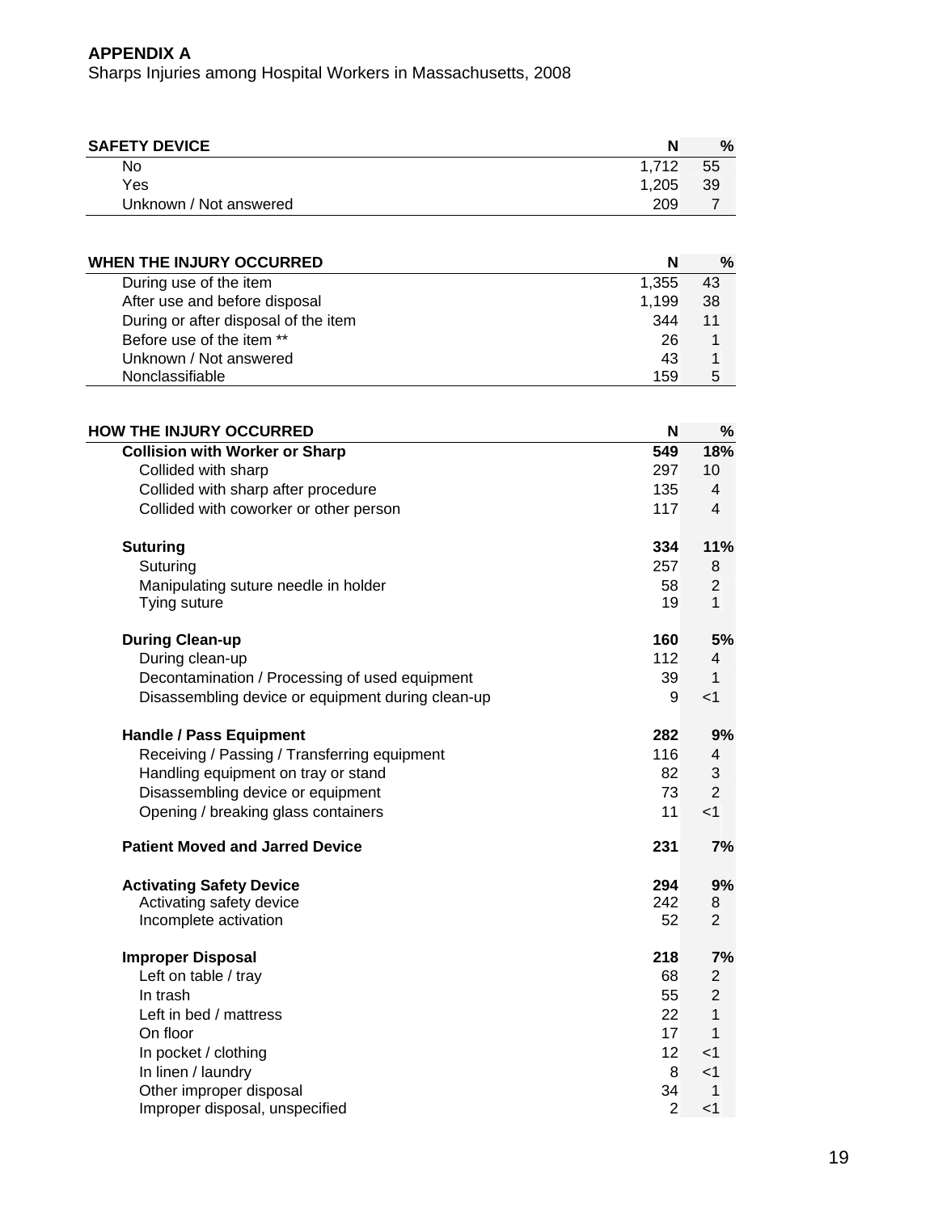**APPENDIX A**

Sharps Injuries among Hospital Workers in Massachusetts, 2008

| SAFETY DEVICE | N | % |
|---|---|---|
| No | 1,712 | 55 |
| Yes | 1,205 | 39 |
| Unknown / Not answered | 209 | 7 |

| WHEN THE INJURY OCCURRED | N | % |
|---|---|---|
| During use of the item | 1,355 | 43 |
| After use and before disposal | 1,199 | 38 |
| During or after disposal of the item | 344 | 11 |
| Before use of the item ** | 26 | 1 |
| Unknown / Not answered | 43 | 1 |
| Nonclassifiable | 159 | 5 |

| HOW THE INJURY OCCURRED | N | % |
|---|---|---|
| **Collision with Worker or Sharp** | **549** | **18%** |
| Collided with sharp | 297 | 10 |
| Collided with sharp after procedure | 135 | 4 |
| Collided with coworker or other person | 117 | 4 |
| **Suturing** | **334** | **11%** |
| Suturing | 257 | 8 |
| Manipulating suture needle in holder | 58 | 2 |
| Tying suture | 19 | 1 |
| **During Clean-up** | **160** | **5%** |
| During clean-up | 112 | 4 |
| Decontamination / Processing of used equipment | 39 | 1 |
| Disassembling device or equipment during clean-up | 9 | <1 |
| **Handle / Pass Equipment** | **282** | **9%** |
| Receiving / Passing / Transferring equipment | 116 | 4 |
| Handling equipment on tray or stand | 82 | 3 |
| Disassembling device or equipment | 73 | 2 |
| Opening / breaking glass containers | 11 | <1 |
| **Patient Moved and Jarred Device** | **231** | **7%** |
| **Activating Safety Device** | **294** | **9%** |
| Activating safety device | 242 | 8 |
| Incomplete activation | 52 | 2 |
| **Improper Disposal** | **218** | **7%** |
| Left on table / tray | 68 | 2 |
| In trash | 55 | 2 |
| Left in bed / mattress | 22 | 1 |
| On floor | 17 | 1 |
| In pocket / clothing | 12 | <1 |
| In linen / laundry | 8 | <1 |
| Other improper disposal | 34 | 1 |
| Improper disposal, unspecified | 2 | <1 |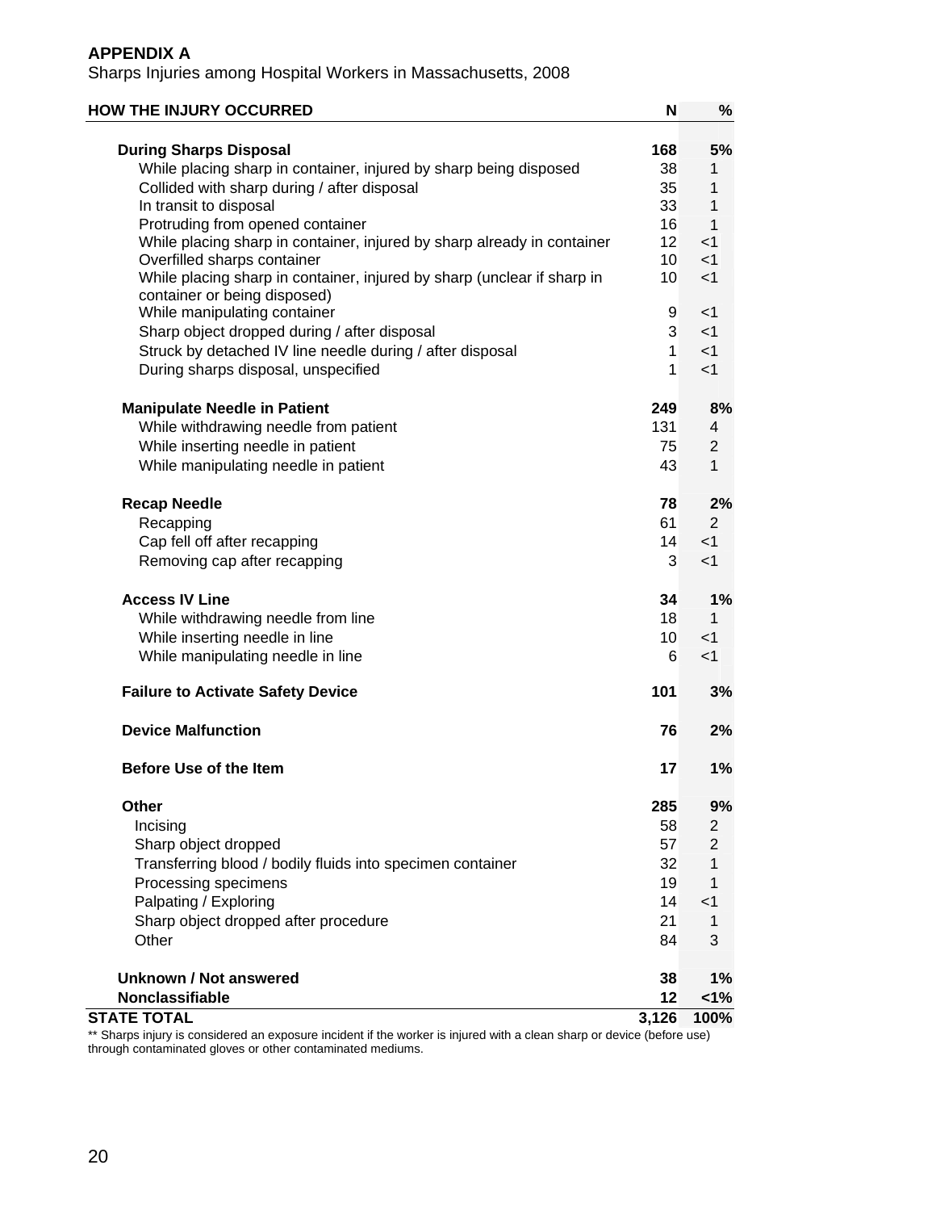**APPENDIX A**

Sharps Injuries among Hospital Workers in Massachusetts, 2008

| HOW THE INJURY OCCURRED | N | % |
|---|---|---|
| **During Sharps Disposal** | **168** | **5%** |
| While placing sharp in container, injured by sharp being disposed | 38 | 1 |
| Collided with sharp during / after disposal | 35 | 1 |
| In transit to disposal | 33 | 1 |
| Protruding from opened container | 16 | 1 |
| While placing sharp in container, injured by sharp already in container | 12 | <1 |
| Overfilled sharps container | 10 | <1 |
| While placing sharp in container, injured by sharp (unclear if sharp in container or being disposed) | 10 | <1 |
| While manipulating container | 9 | <1 |
| Sharp object dropped during / after disposal | 3 | <1 |
| Struck by detached IV line needle during / after disposal | 1 | <1 |
| During sharps disposal, unspecified | 1 | <1 |
| **Manipulate Needle in Patient** | **249** | **8%** |
| While withdrawing needle from patient | 131 | 4 |
| While inserting needle in patient | 75 | 2 |
| While manipulating needle in patient | 43 | 1 |
| **Recap Needle** | **78** | **2%** |
| Recapping | 61 | 2 |
| Cap fell off after recapping | 14 | <1 |
| Removing cap after recapping | 3 | <1 |
| **Access IV Line** | **34** | **1%** |
| While withdrawing needle from line | 18 | 1 |
| While inserting needle in line | 10 | <1 |
| While manipulating needle in line | 6 | <1 |
| **Failure to Activate Safety Device** | **101** | **3%** |
| **Device Malfunction** | **76** | **2%** |
| **Before Use of the Item** | **17** | **1%** |
| **Other** | **285** | **9%** |
| Incising | 58 | 2 |
| Sharp object dropped | 57 | 2 |
| Transferring blood / bodily fluids into specimen container | 32 | 1 |
| Processing specimens | 19 | 1 |
| Palpating / Exploring | 14 | <1 |
| Sharp object dropped after procedure | 21 | 1 |
| Other | 84 | 3 |
| **Unknown / Not answered** | **38** | **1%** |
| **Nonclassifiable** | **12** | **<1%** |
| **STATE TOTAL** | **3,126** | **100%** |

** Sharps injury is considered an exposure incident if the worker is injured with a clean sharp or device (before use) through contaminated gloves or other contaminated mediums.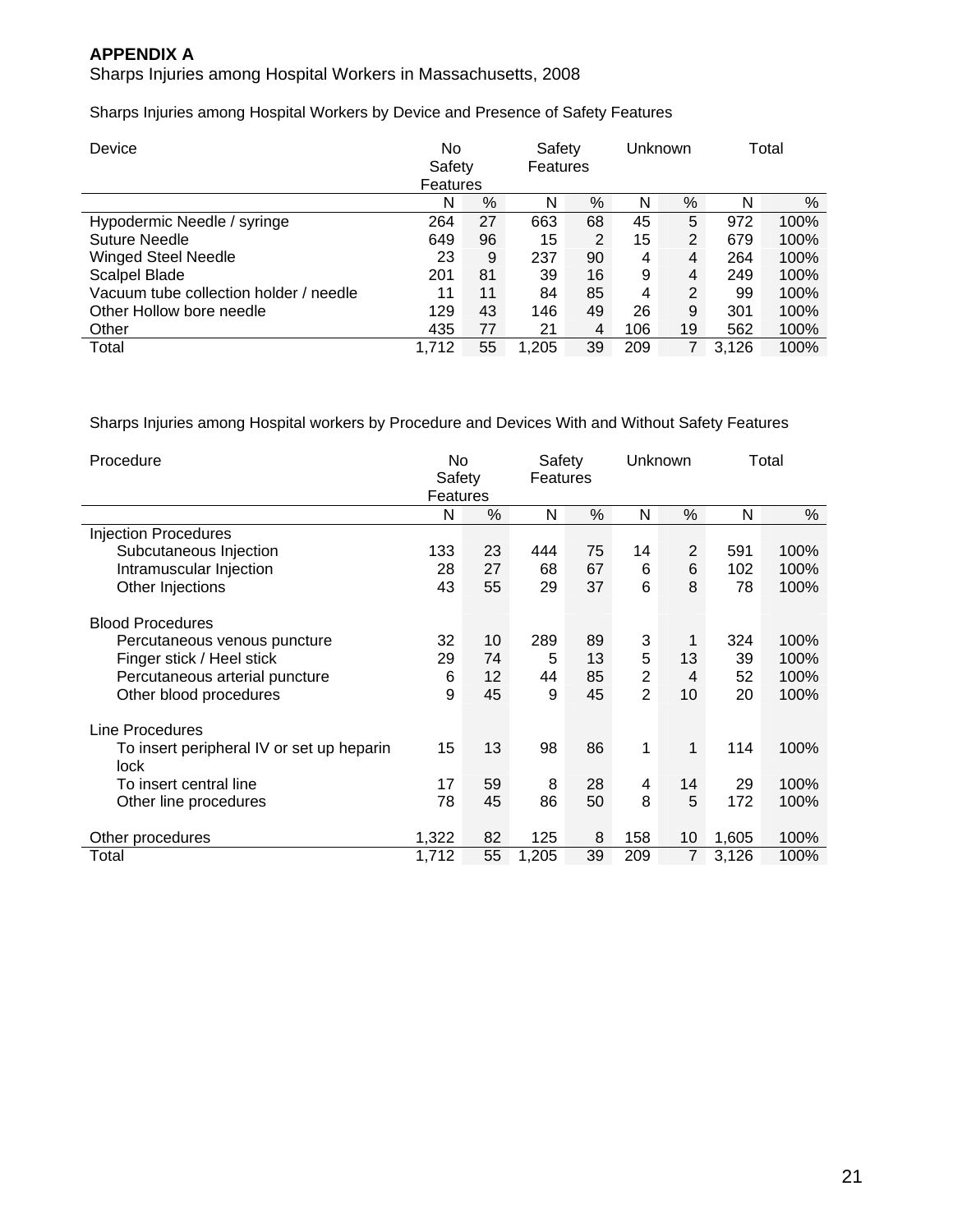**APPENDIX A**

Sharps Injuries among Hospital Workers in Massachusetts, 2008

Sharps Injuries among Hospital Workers by Device and Presence of Safety Features

| Device | No Safety Features | | Safety Features | | Unknown | | Total | |
|---|---|---|---|---|---|---|---|---|
| | N | % | N | % | N | % | N | % |
| Hypodermic Needle / syringe | 264 | 27 | 663 | 68 | 45 | 5 | 972 | 100% |
| Suture Needle | 649 | 96 | 15 | 2 | 15 | 2 | 679 | 100% |
| Winged Steel Needle | 23 | 9 | 237 | 90 | 4 | 4 | 264 | 100% |
| Scalpel Blade | 201 | 81 | 39 | 16 | 9 | 4 | 249 | 100% |
| Vacuum tube collection holder / needle | 11 | 11 | 84 | 85 | 4 | 2 | 99 | 100% |
| Other Hollow bore needle | 129 | 43 | 146 | 49 | 26 | 9 | 301 | 100% |
| Other | 435 | 77 | 21 | 4 | 106 | 19 | 562 | 100% |
| Total | 1,712 | 55 | 1,205 | 39 | 209 | 7 | 3,126 | 100% |

Sharps Injuries among Hospital workers by Procedure and Devices With and Without Safety Features

| Procedure | No Safety Features | | Safety Features | | Unknown | | Total | |
|---|---|---|---|---|---|---|---|---|
| | N | % | N | % | N | % | N | % |
| Injection Procedures | | | | | | | | |
| Subcutaneous Injection | 133 | 23 | 444 | 75 | 14 | 2 | 591 | 100% |
| Intramuscular Injection | 28 | 27 | 68 | 67 | 6 | 6 | 102 | 100% |
| Other Injections | 43 | 55 | 29 | 37 | 6 | 8 | 78 | 100% |
| Blood Procedures | | | | | | | | |
| Percutaneous venous puncture | 32 | 10 | 289 | 89 | 3 | 1 | 324 | 100% |
| Finger stick / Heel stick | 29 | 74 | 5 | 13 | 5 | 13 | 39 | 100% |
| Percutaneous arterial puncture | 6 | 12 | 44 | 85 | 2 | 4 | 52 | 100% |
| Other blood procedures | 9 | 45 | 9 | 45 | 2 | 10 | 20 | 100% |
| Line Procedures | | | | | | | | |
| To insert peripheral IV or set up heparin lock | 15 | 13 | 98 | 86 | 1 | 1 | 114 | 100% |
| To insert central line | 17 | 59 | 8 | 28 | 4 | 14 | 29 | 100% |
| Other line procedures | 78 | 45 | 86 | 50 | 8 | 5 | 172 | 100% |
| Other procedures | 1,322 | 82 | 125 | 8 | 158 | 10 | 1,605 | 100% |
| Total | 1,712 | 55 | 1,205 | 39 | 209 | 7 | 3,126 | 100% |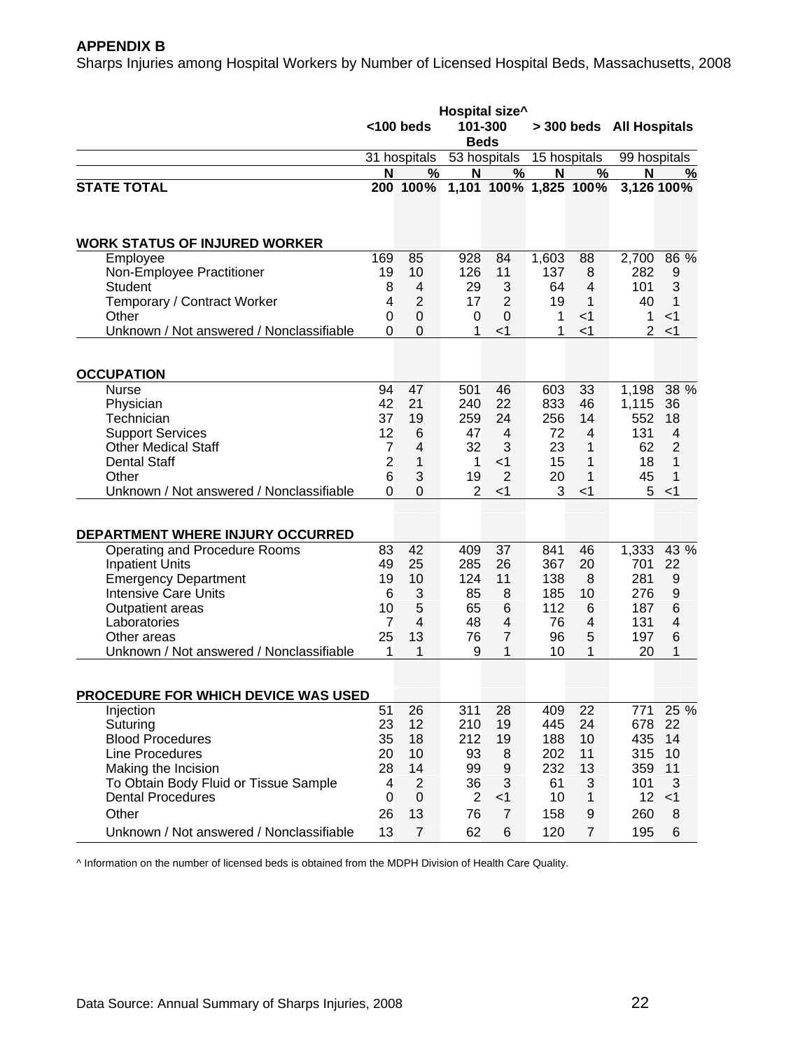**APPENDIX B**

Sharps Injuries among Hospital Workers by Number of Licensed Hospital Beds, Massachusetts, 2008

| | Hospital size^ | | | | | | | |
|---|---|---|---|---|---|---|---|---|
| | <100 beds | | 101-300 Beds | | > 300 beds | | All Hospitals | |
| | 31 hospitals | | 53 hospitals | | 15 hospitals | | 99 hospitals | |
| | N | % | N | % | N | % | N | % |
| **STATE TOTAL** | **200** | **100%** | **1,101** | **100%** | **1,825** | **100%** | **3,126** | **100%** |
| **WORK STATUS OF INJURED WORKER** | | | | | | | | |
| Employee | 169 | 85 | 928 | 84 | 1,603 | 88 | 2,700 | 86 % |
| Non-Employee Practitioner | 19 | 10 | 126 | 11 | 137 | 8 | 282 | 9 |
| Student | 8 | 4 | 29 | 3 | 64 | 4 | 101 | 3 |
| Temporary / Contract Worker | 4 | 2 | 17 | 2 | 19 | 1 | 40 | 1 |
| Other | 0 | 0 | 0 | 0 | 1 | <1 | 1 | <1 |
| Unknown / Not answered / Nonclassifiable | 0 | 0 | 1 | <1 | 1 | <1 | 2 | <1 |
| **OCCUPATION** | | | | | | | | |
| Nurse | 94 | 47 | 501 | 46 | 603 | 33 | 1,198 | 38 % |
| Physician | 42 | 21 | 240 | 22 | 833 | 46 | 1,115 | 36 |
| Technician | 37 | 19 | 259 | 24 | 256 | 14 | 552 | 18 |
| Support Services | 12 | 6 | 47 | 4 | 72 | 4 | 131 | 4 |
| Other Medical Staff | 7 | 4 | 32 | 3 | 23 | 1 | 62 | 2 |
| Dental Staff | 2 | 1 | 1 | <1 | 15 | 1 | 18 | 1 |
| Other | 6 | 3 | 19 | 2 | 20 | 1 | 45 | 1 |
| Unknown / Not answered / Nonclassifiable | 0 | 0 | 2 | <1 | 3 | <1 | 5 | <1 |
| **DEPARTMENT WHERE INJURY OCCURRED** | | | | | | | | |
| Operating and Procedure Rooms | 83 | 42 | 409 | 37 | 841 | 46 | 1,333 | 43 % |
| Inpatient Units | 49 | 25 | 285 | 26 | 367 | 20 | 701 | 22 |
| Emergency Department | 19 | 10 | 124 | 11 | 138 | 8 | 281 | 9 |
| Intensive Care Units | 6 | 3 | 85 | 8 | 185 | 10 | 276 | 9 |
| Outpatient areas | 10 | 5 | 65 | 6 | 112 | 6 | 187 | 6 |
| Laboratories | 7 | 4 | 48 | 4 | 76 | 4 | 131 | 4 |
| Other areas | 25 | 13 | 76 | 7 | 96 | 5 | 197 | 6 |
| Unknown / Not answered / Nonclassifiable | 1 | 1 | 9 | 1 | 10 | 1 | 20 | 1 |
| **PROCEDURE FOR WHICH DEVICE WAS USED** | | | | | | | | |
| Injection | 51 | 26 | 311 | 28 | 409 | 22 | 771 | 25 % |
| Suturing | 23 | 12 | 210 | 19 | 445 | 24 | 678 | 22 |
| Blood Procedures | 35 | 18 | 212 | 19 | 188 | 10 | 435 | 14 |
| Line Procedures | 20 | 10 | 93 | 8 | 202 | 11 | 315 | 10 |
| Making the Incision | 28 | 14 | 99 | 9 | 232 | 13 | 359 | 11 |
| To Obtain Body Fluid or Tissue Sample | 4 | 2 | 36 | 3 | 61 | 3 | 101 | 3 |
| Dental Procedures | 0 | 0 | 2 | <1 | 10 | 1 | 12 | <1 |
| Other | 26 | 13 | 76 | 7 | 158 | 9 | 260 | 8 |
| Unknown / Not answered / Nonclassifiable | 13 | 7 | 62 | 6 | 120 | 7 | 195 | 6 |

^ Information on the number of licensed beds is obtained from the MDPH Division of Health Care Quality.

Data Source: Annual Summary of Sharps Injuries, 2008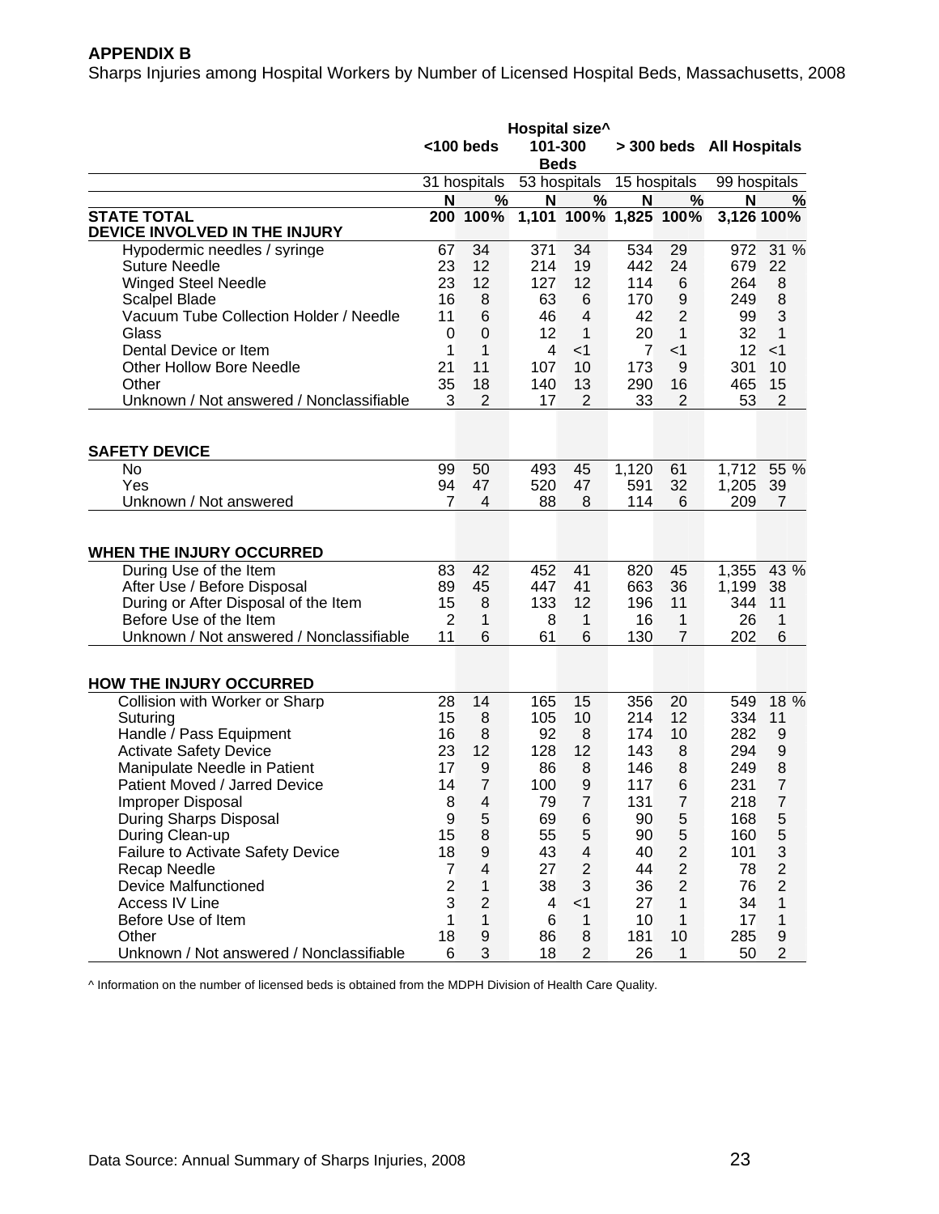**APPENDIX B**

Sharps Injuries among Hospital Workers by Number of Licensed Hospital Beds, Massachusetts, 2008

| | Hospital size^ | | | | | | | |
|---|---|---|---|---|---|---|---|---|
| | <100 beds | | 101-300 Beds | | > 300 beds | | All Hospitals | |
| | 31 hospitals | | 53 hospitals | | 15 hospitals | | 99 hospitals | |
| | N | % | N | % | N | % | N | % |
| **STATE TOTAL** | 200 | 100% | 1,101 | 100% | 1,825 | 100% | 3,126 | 100% |
| **DEVICE INVOLVED IN THE INJURY** | | | | | | | | |
| Hypodermic needles / syringe | 67 | 34 | 371 | 34 | 534 | 29 | 972 | 31 % |
| Suture Needle | 23 | 12 | 214 | 19 | 442 | 24 | 679 | 22 |
| Winged Steel Needle | 23 | 12 | 127 | 12 | 114 | 6 | 264 | 8 |
| Scalpel Blade | 16 | 8 | 63 | 6 | 170 | 9 | 249 | 8 |
| Vacuum Tube Collection Holder / Needle | 11 | 6 | 46 | 4 | 42 | 2 | 99 | 3 |
| Glass | 0 | 0 | 12 | 1 | 20 | 1 | 32 | 1 |
| Dental Device or Item | 1 | 1 | 4 | <1 | 7 | <1 | 12 | <1 |
| Other Hollow Bore Needle | 21 | 11 | 107 | 10 | 173 | 9 | 301 | 10 |
| Other | 35 | 18 | 140 | 13 | 290 | 16 | 465 | 15 |
| Unknown / Not answered / Nonclassifiable | 3 | 2 | 17 | 2 | 33 | 2 | 53 | 2 |
| **SAFETY DEVICE** | | | | | | | | |
| No | 99 | 50 | 493 | 45 | 1,120 | 61 | 1,712 | 55 % |
| Yes | 94 | 47 | 520 | 47 | 591 | 32 | 1,205 | 39 |
| Unknown / Not answered | 7 | 4 | 88 | 8 | 114 | 6 | 209 | 7 |
| **WHEN THE INJURY OCCURRED** | | | | | | | | |
| During Use of the Item | 83 | 42 | 452 | 41 | 820 | 45 | 1,355 | 43 % |
| After Use / Before Disposal | 89 | 45 | 447 | 41 | 663 | 36 | 1,199 | 38 |
| During or After Disposal of the Item | 15 | 8 | 133 | 12 | 196 | 11 | 344 | 11 |
| Before Use of the Item | 2 | 1 | 8 | 1 | 16 | 1 | 26 | 1 |
| Unknown / Not answered / Nonclassifiable | 11 | 6 | 61 | 6 | 130 | 7 | 202 | 6 |
| **HOW THE INJURY OCCURRED** | | | | | | | | |
| Collision with Worker or Sharp | 28 | 14 | 165 | 15 | 356 | 20 | 549 | 18 % |
| Suturing | 15 | 8 | 105 | 10 | 214 | 12 | 334 | 11 |
| Handle / Pass Equipment | 16 | 8 | 92 | 8 | 174 | 10 | 282 | 9 |
| Activate Safety Device | 23 | 12 | 128 | 12 | 143 | 8 | 294 | 9 |
| Manipulate Needle in Patient | 17 | 9 | 86 | 8 | 146 | 8 | 249 | 8 |
| Patient Moved / Jarred Device | 14 | 7 | 100 | 9 | 117 | 6 | 231 | 7 |
| Improper Disposal | 8 | 4 | 79 | 7 | 131 | 7 | 218 | 7 |
| During Sharps Disposal | 9 | 5 | 69 | 6 | 90 | 5 | 168 | 5 |
| During Clean-up | 15 | 8 | 55 | 5 | 90 | 5 | 160 | 5 |
| Failure to Activate Safety Device | 18 | 9 | 43 | 4 | 40 | 2 | 101 | 3 |
| Recap Needle | 7 | 4 | 27 | 2 | 44 | 2 | 78 | 2 |
| Device Malfunctioned | 2 | 1 | 38 | 3 | 36 | 2 | 76 | 2 |
| Access IV Line | 3 | 2 | 4 | <1 | 27 | 1 | 34 | 1 |
| Before Use of Item | 1 | 1 | 6 | 1 | 10 | 1 | 17 | 1 |
| Other | 18 | 9 | 86 | 8 | 181 | 10 | 285 | 9 |
| Unknown / Not answered / Nonclassifiable | 6 | 3 | 18 | 2 | 26 | 1 | 50 | 2 |

^ Information on the number of licensed beds is obtained from the MDPH Division of Health Care Quality.

Data Source: Annual Summary of Sharps Injuries, 2008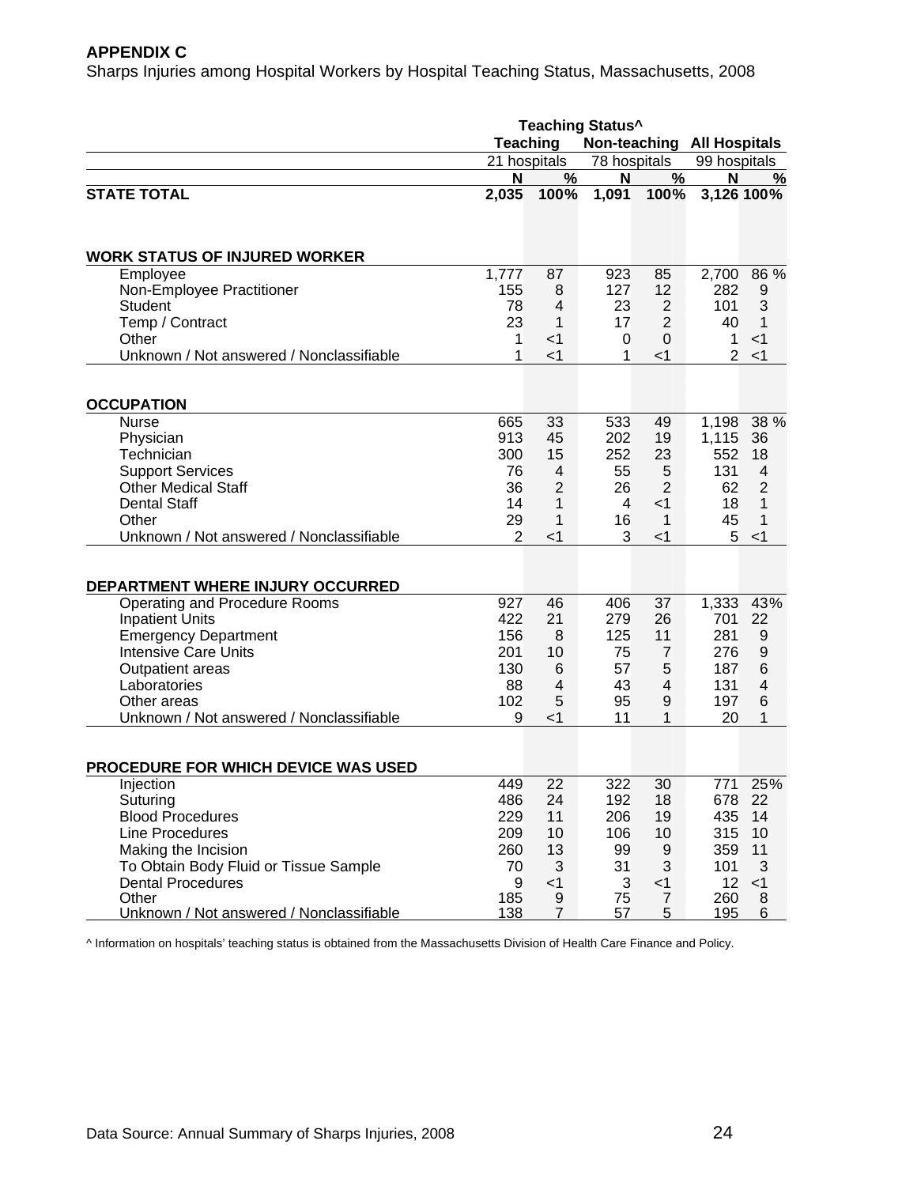**APPENDIX C**

Sharps Injuries among Hospital Workers by Hospital Teaching Status, Massachusetts, 2008

| | Teaching Status^ | | | | | |
|---|---|---|---|---|---|---|
| | Teaching | | Non-teaching | | All Hospitals | |
| | 21 hospitals | | 78 hospitals | | 99 hospitals | |
| | N | % | N | % | N | % |
| **STATE TOTAL** | **2,035** | **100%** | **1,091** | **100%** | **3,126** | **100%** |
| **WORK STATUS OF INJURED WORKER** | | | | | | |
| Employee | 1,777 | 87 | 923 | 85 | 2,700 | 86 % |
| Non-Employee Practitioner | 155 | 8 | 127 | 12 | 282 | 9 |
| Student | 78 | 4 | 23 | 2 | 101 | 3 |
| Temp / Contract | 23 | 1 | 17 | 2 | 40 | 1 |
| Other | 1 | <1 | 0 | 0 | 1 | <1 |
| Unknown / Not answered / Nonclassifiable | 1 | <1 | 1 | <1 | 2 | <1 |
| **OCCUPATION** | | | | | | |
| Nurse | 665 | 33 | 533 | 49 | 1,198 | 38 % |
| Physician | 913 | 45 | 202 | 19 | 1,115 | 36 |
| Technician | 300 | 15 | 252 | 23 | 552 | 18 |
| Support Services | 76 | 4 | 55 | 5 | 131 | 4 |
| Other Medical Staff | 36 | 2 | 26 | 2 | 62 | 2 |
| Dental Staff | 14 | 1 | 4 | <1 | 18 | 1 |
| Other | 29 | 1 | 16 | 1 | 45 | 1 |
| Unknown / Not answered / Nonclassifiable | 2 | <1 | 3 | <1 | 5 | <1 |
| **DEPARTMENT WHERE INJURY OCCURRED** | | | | | | |
| Operating and Procedure Rooms | 927 | 46 | 406 | 37 | 1,333 | 43% |
| Inpatient Units | 422 | 21 | 279 | 26 | 701 | 22 |
| Emergency Department | 156 | 8 | 125 | 11 | 281 | 9 |
| Intensive Care Units | 201 | 10 | 75 | 7 | 276 | 9 |
| Outpatient areas | 130 | 6 | 57 | 5 | 187 | 6 |
| Laboratories | 88 | 4 | 43 | 4 | 131 | 4 |
| Other areas | 102 | 5 | 95 | 9 | 197 | 6 |
| Unknown / Not answered / Nonclassifiable | 9 | <1 | 11 | 1 | 20 | 1 |
| **PROCEDURE FOR WHICH DEVICE WAS USED** | | | | | | |
| Injection | 449 | 22 | 322 | 30 | 771 | 25% |
| Suturing | 486 | 24 | 192 | 18 | 678 | 22 |
| Blood Procedures | 229 | 11 | 206 | 19 | 435 | 14 |
| Line Procedures | 209 | 10 | 106 | 10 | 315 | 10 |
| Making the Incision | 260 | 13 | 99 | 9 | 359 | 11 |
| To Obtain Body Fluid or Tissue Sample | 70 | 3 | 31 | 3 | 101 | 3 |
| Dental Procedures | 9 | <1 | 3 | <1 | 12 | <1 |
| Other | 185 | 9 | 75 | 7 | 260 | 8 |
| Unknown / Not answered / Nonclassifiable | 138 | 7 | 57 | 5 | 195 | 6 |

^ Information on hospitals' teaching status is obtained from the Massachusetts Division of Health Care Finance and Policy.

Data Source: Annual Summary of Sharps Injuries, 2008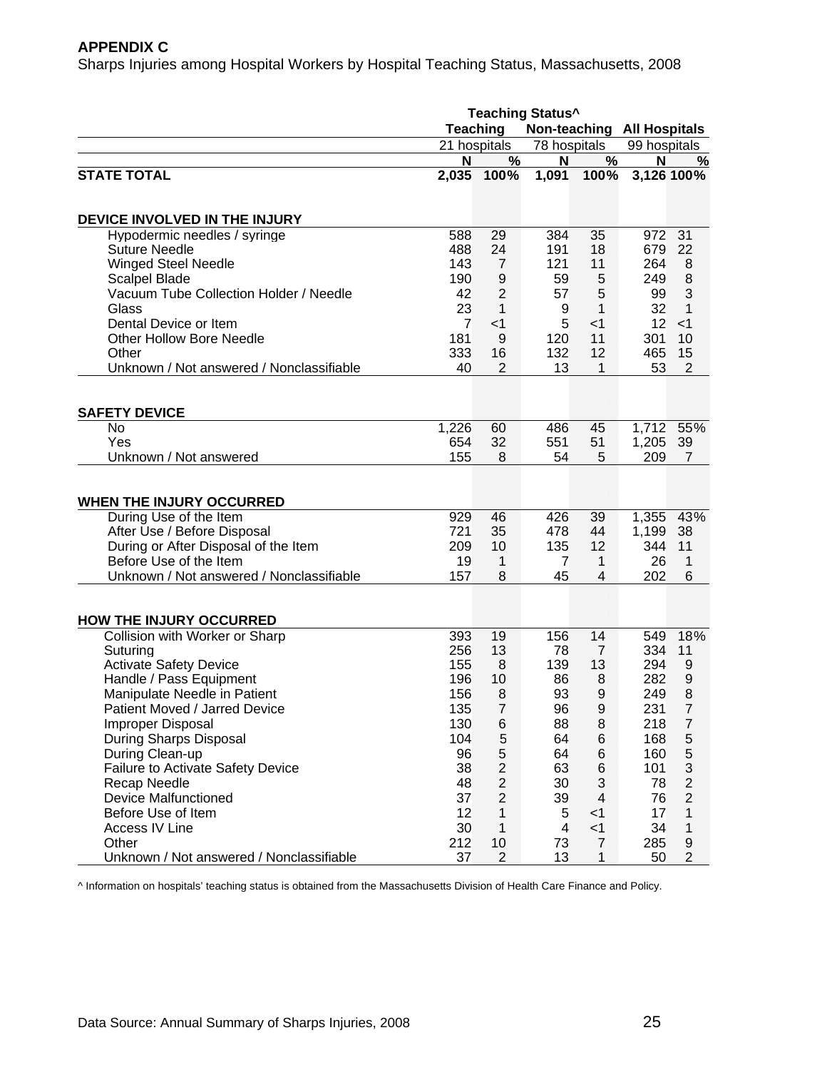**APPENDIX C**

Sharps Injuries among Hospital Workers by Hospital Teaching Status, Massachusetts, 2008

| | Teaching Status^ | | | | | |
|---|---|---|---|---|---|---|
| | Teaching | | Non-teaching | | All Hospitals | |
| | 21 hospitals | | 78 hospitals | | 99 hospitals | |
| | N | % | N | % | N | % |
| **STATE TOTAL** | **2,035** | **100%** | **1,091** | **100%** | **3,126** | **100%** |
| **DEVICE INVOLVED IN THE INJURY** | | | | | | |
| Hypodermic needles / syringe | 588 | 29 | 384 | 35 | 972 | 31 |
| Suture Needle | 488 | 24 | 191 | 18 | 679 | 22 |
| Winged Steel Needle | 143 | 7 | 121 | 11 | 264 | 8 |
| Scalpel Blade | 190 | 9 | 59 | 5 | 249 | 8 |
| Vacuum Tube Collection Holder / Needle | 42 | 2 | 57 | 5 | 99 | 3 |
| Glass | 23 | 1 | 9 | 1 | 32 | 1 |
| Dental Device or Item | 7 | <1 | 5 | <1 | 12 | <1 |
| Other Hollow Bore Needle | 181 | 9 | 120 | 11 | 301 | 10 |
| Other | 333 | 16 | 132 | 12 | 465 | 15 |
| Unknown / Not answered / Nonclassifiable | 40 | 2 | 13 | 1 | 53 | 2 |
| **SAFETY DEVICE** | | | | | | |
| No | 1,226 | 60 | 486 | 45 | 1,712 | 55% |
| Yes | 654 | 32 | 551 | 51 | 1,205 | 39 |
| Unknown / Not answered | 155 | 8 | 54 | 5 | 209 | 7 |
| **WHEN THE INJURY OCCURRED** | | | | | | |
| During Use of the Item | 929 | 46 | 426 | 39 | 1,355 | 43% |
| After Use / Before Disposal | 721 | 35 | 478 | 44 | 1,199 | 38 |
| During or After Disposal of the Item | 209 | 10 | 135 | 12 | 344 | 11 |
| Before Use of the Item | 19 | 1 | 7 | 1 | 26 | 1 |
| Unknown / Not answered / Nonclassifiable | 157 | 8 | 45 | 4 | 202 | 6 |
| **HOW THE INJURY OCCURRED** | | | | | | |
| Collision with Worker or Sharp | 393 | 19 | 156 | 14 | 549 | 18% |
| Suturing | 256 | 13 | 78 | 7 | 334 | 11 |
| Activate Safety Device | 155 | 8 | 139 | 13 | 294 | 9 |
| Handle / Pass Equipment | 196 | 10 | 86 | 8 | 282 | 9 |
| Manipulate Needle in Patient | 156 | 8 | 93 | 9 | 249 | 8 |
| Patient Moved / Jarred Device | 135 | 7 | 96 | 9 | 231 | 7 |
| Improper Disposal | 130 | 6 | 88 | 8 | 218 | 7 |
| During Sharps Disposal | 104 | 5 | 64 | 6 | 168 | 5 |
| During Clean-up | 96 | 5 | 64 | 6 | 160 | 5 |
| Failure to Activate Safety Device | 38 | 2 | 63 | 6 | 101 | 3 |
| Recap Needle | 48 | 2 | 30 | 3 | 78 | 2 |
| Device Malfunctioned | 37 | 2 | 39 | 4 | 76 | 2 |
| Before Use of Item | 12 | 1 | 5 | <1 | 17 | 1 |
| Access IV Line | 30 | 1 | 4 | <1 | 34 | 1 |
| Other | 212 | 10 | 73 | 7 | 285 | 9 |
| Unknown / Not answered / Nonclassifiable | 37 | 2 | 13 | 1 | 50 | 2 |

^ Information on hospitals' teaching status is obtained from the Massachusetts Division of Health Care Finance and Policy.

Data Source: Annual Summary of Sharps Injuries, 2008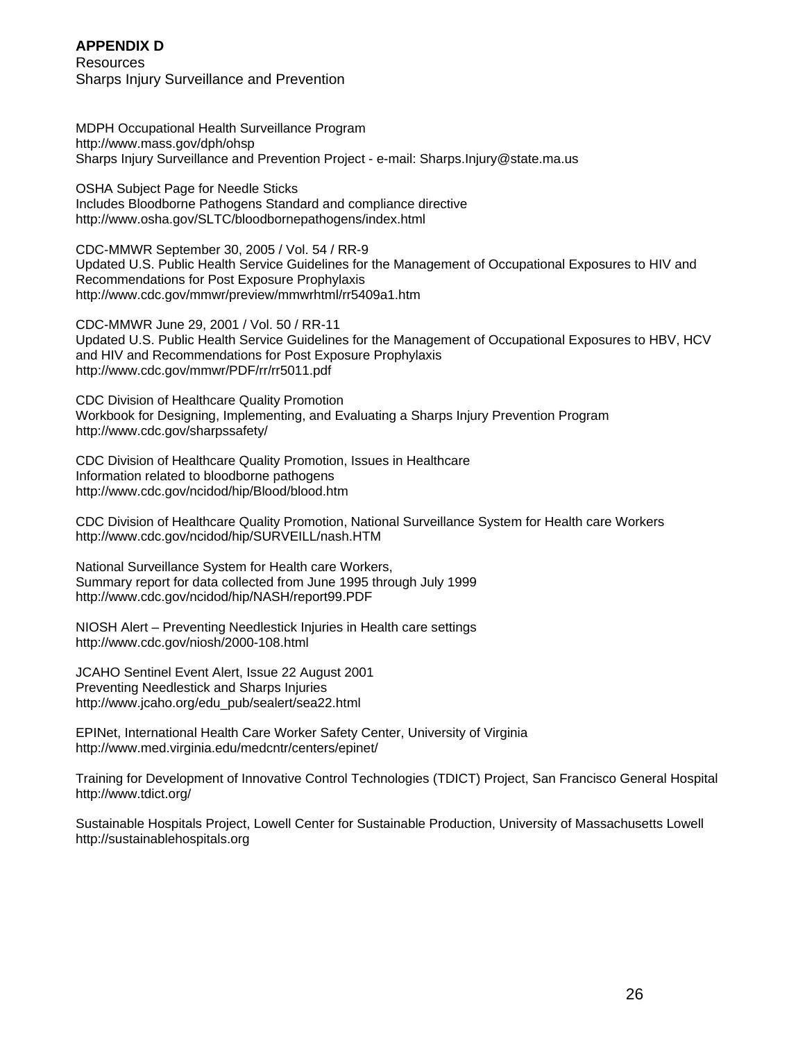**APPENDIX D**
Resources
Sharps Injury Surveillance and Prevention

MDPH Occupational Health Surveillance Program
http://www.mass.gov/dph/ohsp
Sharps Injury Surveillance and Prevention Project - e-mail: Sharps.Injury@state.ma.us

OSHA Subject Page for Needle Sticks
Includes Bloodborne Pathogens Standard and compliance directive
http://www.osha.gov/SLTC/bloodbornepathogens/index.html

CDC-MMWR September 30, 2005 / Vol. 54 / RR-9
Updated U.S. Public Health Service Guidelines for the Management of Occupational Exposures to HIV and Recommendations for Post Exposure Prophylaxis
http://www.cdc.gov/mmwr/preview/mmwrhtml/rr5409a1.htm

CDC-MMWR June 29, 2001 / Vol. 50 / RR-11
Updated U.S. Public Health Service Guidelines for the Management of Occupational Exposures to HBV, HCV and HIV and Recommendations for Post Exposure Prophylaxis
http://www.cdc.gov/mmwr/PDF/rr/rr5011.pdf

CDC Division of Healthcare Quality Promotion
Workbook for Designing, Implementing, and Evaluating a Sharps Injury Prevention Program
http://www.cdc.gov/sharpssafety/

CDC Division of Healthcare Quality Promotion, Issues in Healthcare
Information related to bloodborne pathogens
http://www.cdc.gov/ncidod/hip/Blood/blood.htm

CDC Division of Healthcare Quality Promotion, National Surveillance System for Health care Workers
http://www.cdc.gov/ncidod/hip/SURVEILL/nash.HTM

National Surveillance System for Health care Workers,
Summary report for data collected from June 1995 through July 1999
http://www.cdc.gov/ncidod/hip/NASH/report99.PDF

NIOSH Alert – Preventing Needlestick Injuries in Health care settings
http://www.cdc.gov/niosh/2000-108.html

JCAHO Sentinel Event Alert, Issue 22 August 2001
Preventing Needlestick and Sharps Injuries
http://www.jcaho.org/edu_pub/sealert/sea22.html

EPINet, International Health Care Worker Safety Center, University of Virginia
http://www.med.virginia.edu/medcntr/centers/epinet/

Training for Development of Innovative Control Technologies (TDICT) Project, San Francisco General Hospital
http://www.tdict.org/

Sustainable Hospitals Project, Lowell Center for Sustainable Production, University of Massachusetts Lowell
http://sustainablehospitals.org